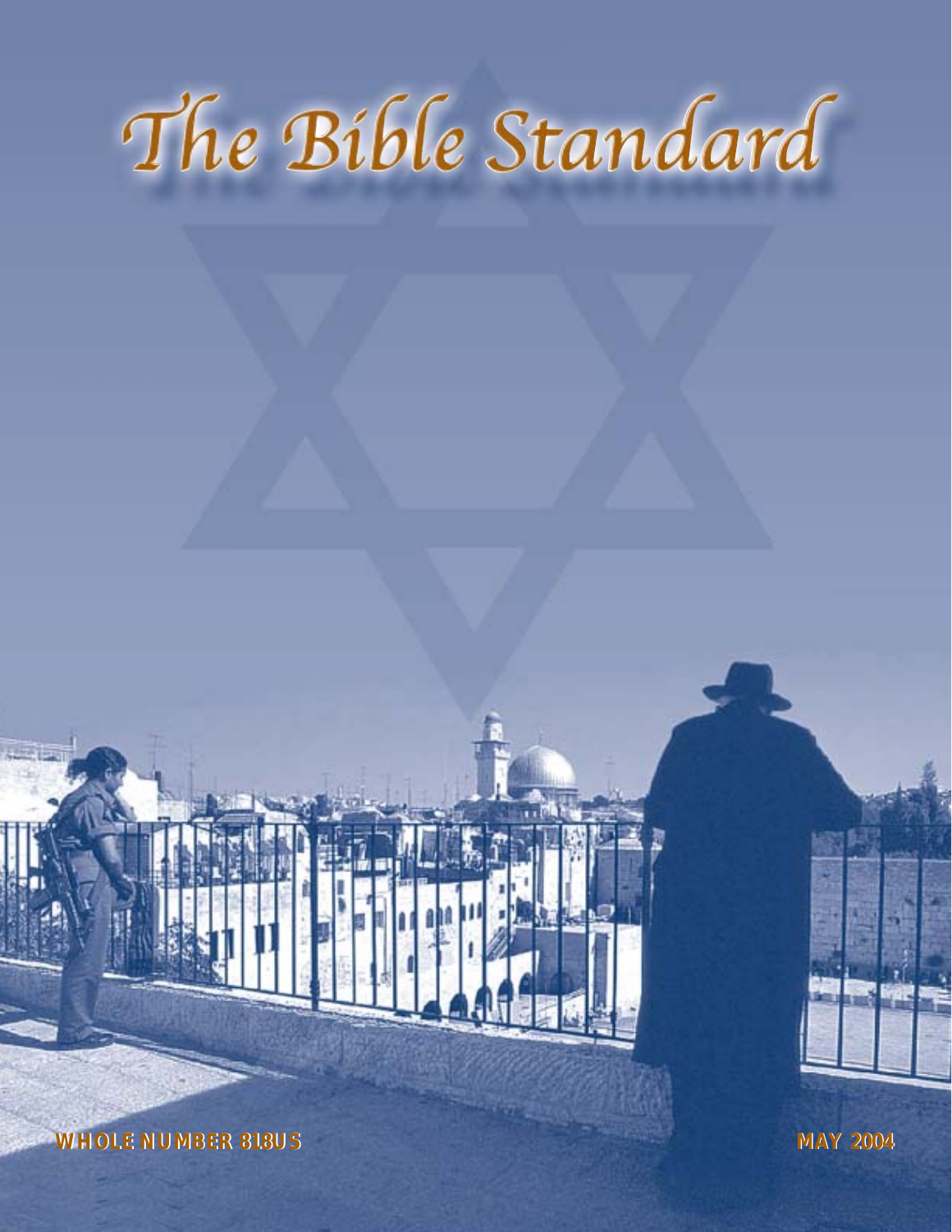# The Bible Standard

**WHOLE NUMBER 818US** **MAY 2004**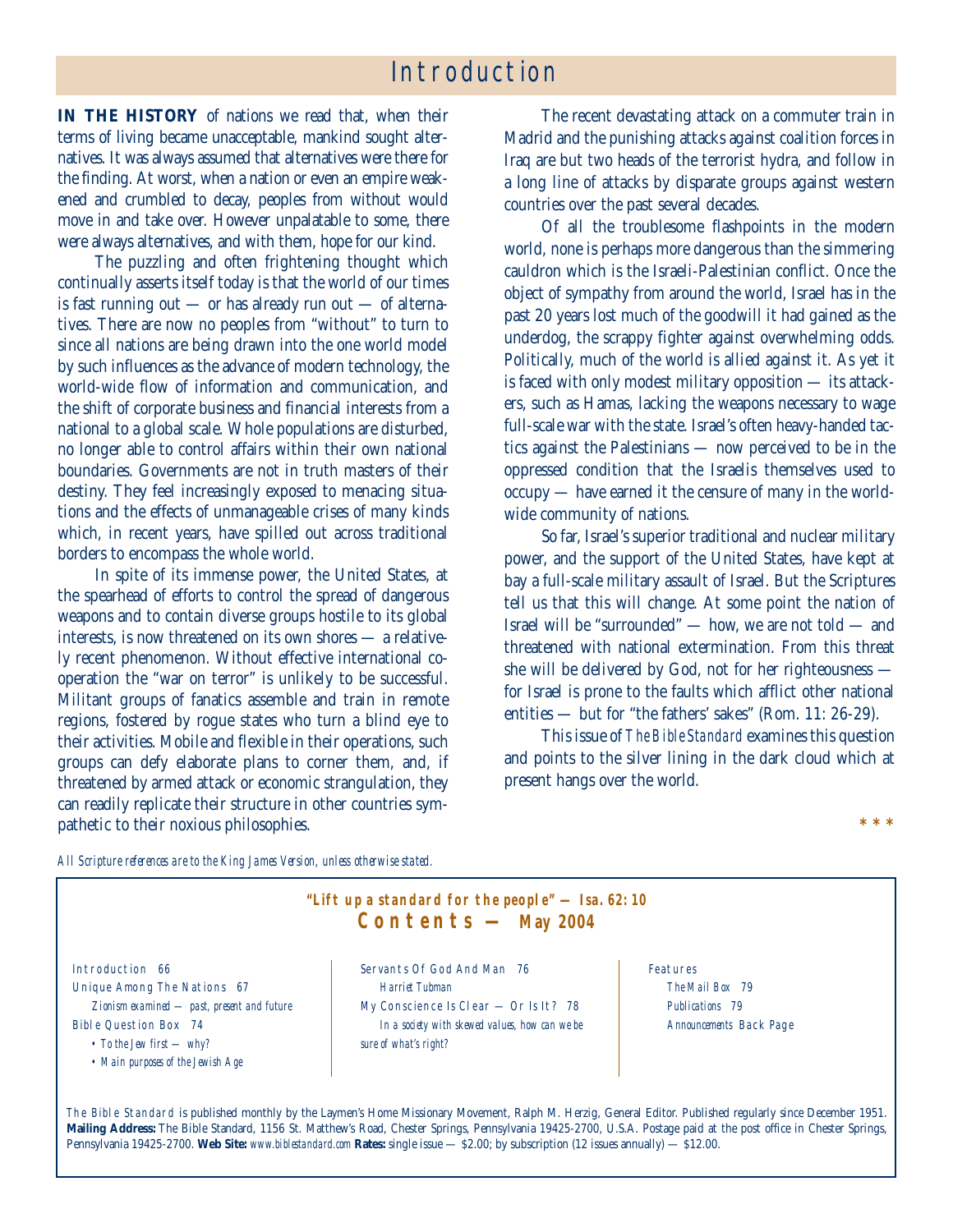# Introduction

**IN THE HISTORY** of nations we read that, when their terms of living became unacceptable, mankind sought alternatives. It was always assumed that alternatives were there for the finding. At worst, when a nation or even an empire weakened and crumbled to decay, peoples from without would move in and take over. However unpalatable to some, there were always alternatives, and with them, hope for our kind.

The puzzling and often frightening thought which continually asserts itself today is that the world of our times is fast running out — or has already run out — of alternatives. There are now no peoples from "without" to turn to since all nations are being drawn into the one world model by such influences as the advance of modern technology, the world-wide flow of information and communication, and the shift of corporate business and financial interests from a national to a global scale. Whole populations are disturbed, no longer able to control affairs within their own national boundaries. Governments are not in truth masters of their destiny. They feel increasingly exposed to menacing situations and the effects of unmanageable crises of many kinds which, in recent years, have spilled out across traditional borders to encompass the whole world.

In spite of its immense power, the United States, at the spearhead of efforts to control the spread of dangerous weapons and to contain diverse groups hostile to its global interests, is now threatened on its own shores — a relatively recent phenomenon. Without effective international cooperation the "war on terror" is unlikely to be successful. Militant groups of fanatics assemble and train in remote regions, fostered by rogue states who turn a blind eye to their activities. Mobile and flexible in their operations, such groups can defy elaborate plans to corner them, and, if threatened by armed attack or economic strangulation, they can readily replicate their structure in other countries sympathetic to their noxious philosophies.

The recent devastating attack on a commuter train in Madrid and the punishing attacks against coalition forces in Iraq are but two heads of the terrorist hydra, and follow in a long line of attacks by disparate groups against western countries over the past several decades.

Of all the troublesome flashpoints in the modern world, none is perhaps more dangerous than the simmering cauldron which is the Israeli-Palestinian conflict. Once the object of sympathy from around the world, Israel has in the past 20 years lost much of the goodwill it had gained as the underdog, the scrappy fighter against overwhelming odds. Politically, much of the world is allied against it. As yet it is faced with only modest military opposition — its attackers, such as Hamas, lacking the weapons necessary to wage full-scale war with the state. Israel's often heavy-handed tactics against the Palestinians — now perceived to be in the oppressed condition that the Israelis themselves used to occupy — have earned it the censure of many in the worldwide community of nations.

So far, Israel's superior traditional and nuclear military power, and the support of the United States, have kept at bay a full-scale military assault of Israel. But the Scriptures tell us that this will change. At some point the nation of Israel will be "surrounded" — how, we are not told — and threatened with national extermination. From this threat she will be delivered by God, not for her righteousness — for Israel is prone to the faults which afflict other national entities — but for "the fathers' sakes" (Rom. 11: 26-29).

This issue of *The Bible Standard* examines this question and points to the silver lining in the dark cloud which at present hangs over the world.

\* \* \*

*All Scripture references are to the King James Version, unless otherwise stated.*

**"Lift up a standard for the people" — Isa. 62: 10**

## Contents — May 2004

- Introduction 66
- Unique Among The Nations 67
  - *Zionism examined — past, present and future*
- Bible Question Box 74
  - *To the Jew first — why?*
  - *Main purposes of the Jewish Age*
- Servants Of God And Man 76
  - *Harriet Tubman*
- My Conscience Is Clear — Or Is It? 78
  - *In a society with skewed values, how can we be sure of what's right?*
- Features
  - *The Mail Box* 79
  - *Publications* 79
  - *Announcements* Back Page

*The Bible Standard* is published monthly by the Laymen's Home Missionary Movement, Ralph M. Herzig, General Editor. Published regularly since December 1951. **Mailing Address:** The Bible Standard, 1156 St. Matthew's Road, Chester Springs, Pennsylvania 19425-2700, U.S.A. Postage paid at the post office in Chester Springs, Pennsylvania 19425-2700. **Web Site:** *www.biblestandard.com* **Rates:** single issue — $2.00; by subscription (12 issues annually) — $12.00.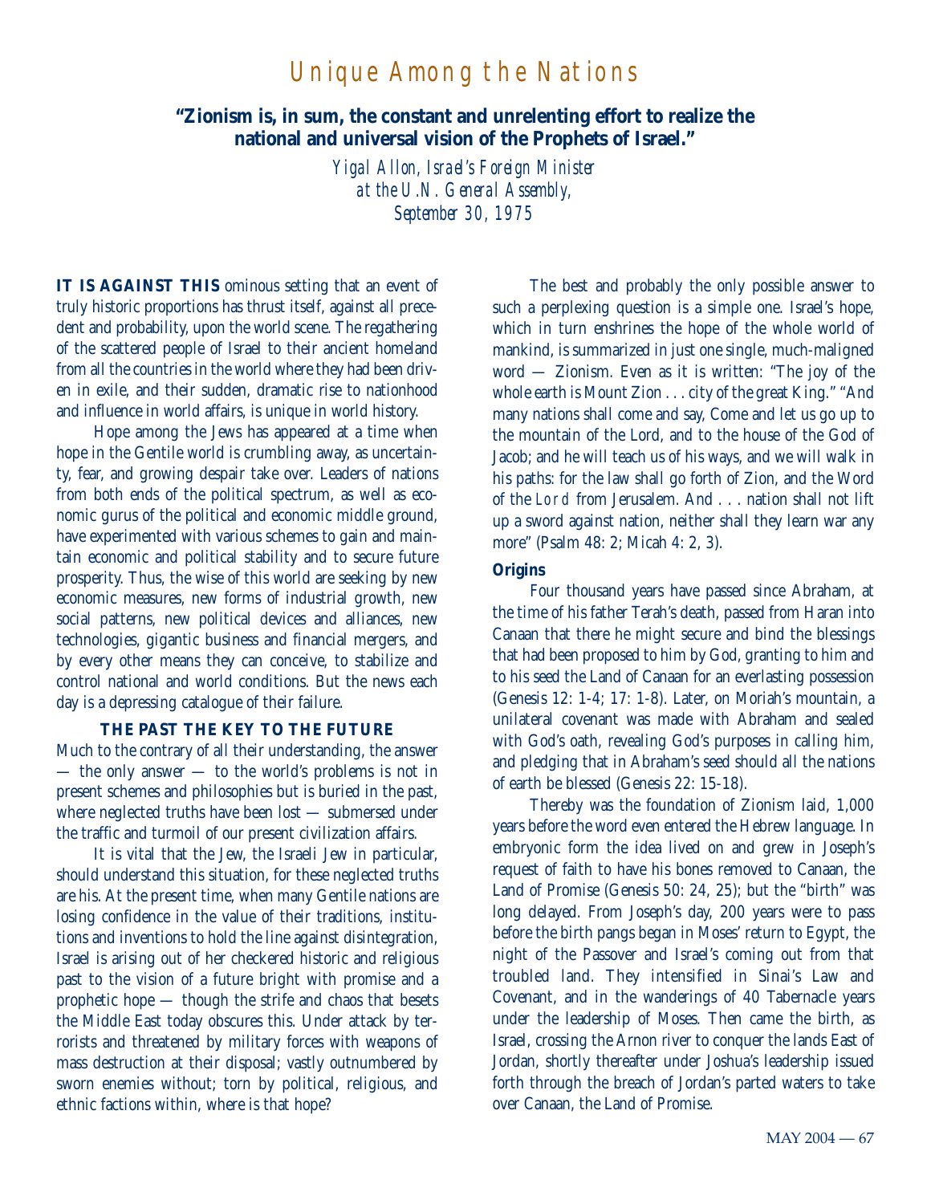# Unique Among the Nations

**"Zionism is, in sum, the constant and unrelenting effort to realize the national and universal vision of the Prophets of Israel."**

*Yigal Allon, Israel's Foreign Minister at the U.N. General Assembly, September 30, 1975*

**IT IS AGAINST THIS** ominous setting that an event of truly historic proportions has thrust itself, against all precedent and probability, upon the world scene. The regathering of the scattered people of Israel to their ancient homeland from all the countries in the world where they had been driven in exile, and their sudden, dramatic rise to nationhood and influence in world affairs, is unique in world history.

Hope among the Jews has appeared at a time when hope in the Gentile world is crumbling away, as uncertainty, fear, and growing despair take over. Leaders of nations from both ends of the political spectrum, as well as economic gurus of the political and economic middle ground, have experimented with various schemes to gain and maintain economic and political stability and to secure future prosperity. Thus, the wise of this world are seeking by new economic measures, new forms of industrial growth, new social patterns, new political devices and alliances, new technologies, gigantic business and financial mergers, and by every other means they can conceive, to stabilize and control national and world conditions. But the news each day is a depressing catalogue of their failure.

### THE PAST THE KEY TO THE FUTURE

Much to the contrary of all their understanding, the answer — the only answer — to the world's problems is not in present schemes and philosophies but is buried in the past, where neglected truths have been lost — submersed under the traffic and turmoil of our present civilization affairs.

It is vital that the Jew, the Israeli Jew in particular, should understand this situation, for these neglected truths are his. At the present time, when many Gentile nations are losing confidence in the value of their traditions, institutions and inventions to hold the line against disintegration, Israel is arising out of her checkered historic and religious past to the vision of a future bright with promise and a prophetic hope — though the strife and chaos that besets the Middle East today obscures this. Under attack by terrorists and threatened by military forces with weapons of mass destruction at their disposal; vastly outnumbered by sworn enemies without; torn by political, religious, and ethnic factions within, where is that hope?

The best and probably the only possible answer to such a perplexing question is a simple one. Israel's hope, which in turn enshrines the hope of the whole world of mankind, is summarized in just one single, much-maligned word — Zionism. Even as it is written: "The joy of the whole earth is Mount Zion . . . city of the great King." "And many nations shall come and say, Come and let us go up to the mountain of the Lord, and to the house of the God of Jacob; and he will teach us of his ways, and we will walk in his paths: for the law shall go forth of Zion, and the Word of the Lord from Jerusalem. And . . . nation shall not lift up a sword against nation, neither shall they learn war any more" (Psalm 48: 2; Micah 4: 2, 3).

### Origins

Four thousand years have passed since Abraham, at the time of his father Terah's death, passed from Haran into Canaan that there he might secure and bind the blessings that had been proposed to him by God, granting to him and to his seed the Land of Canaan for an everlasting possession (Genesis 12: 1-4; 17: 1-8). Later, on Moriah's mountain, a unilateral covenant was made with Abraham and sealed with God's oath, revealing God's purposes in calling him, and pledging that in Abraham's seed should all the nations of earth be blessed (Genesis 22: 15-18).

Thereby was the foundation of Zionism laid, 1,000 years before the word even entered the Hebrew language. In embryonic form the idea lived on and grew in Joseph's request of faith to have his bones removed to Canaan, the Land of Promise (Genesis 50: 24, 25); but the "birth" was long delayed. From Joseph's day, 200 years were to pass before the birth pangs began in Moses' return to Egypt, the night of the Passover and Israel's coming out from that troubled land. They intensified in Sinai's Law and Covenant, and in the wanderings of 40 Tabernacle years under the leadership of Moses. Then came the birth, as Israel, crossing the Arnon river to conquer the lands East of Jordan, shortly thereafter under Joshua's leadership issued forth through the breach of Jordan's parted waters to take over Canaan, the Land of Promise.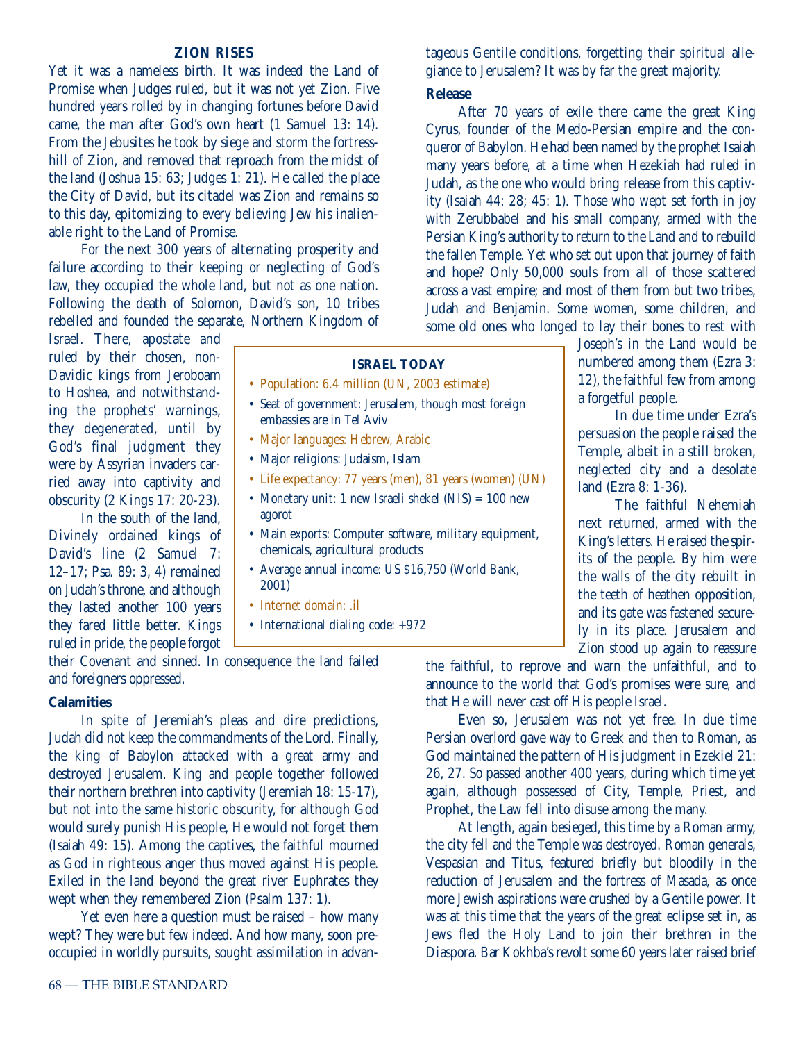## ZION RISES

Yet it was a nameless birth. It was indeed the Land of Promise when Judges ruled, but it was not yet Zion. Five hundred years rolled by in changing fortunes before David came, the man after God's own heart (1 Samuel 13: 14). From the Jebusites he took by siege and storm the fortress-hill of Zion, and removed that reproach from the midst of the land (Joshua 15: 63; Judges 1: 21). He called the place the City of David, but its citadel was Zion and remains so to this day, epitomizing to every believing Jew his inalienable right to the Land of Promise.

For the next 300 years of alternating prosperity and failure according to their keeping or neglecting of God's law, they occupied the whole land, but not as one nation. Following the death of Solomon, David's son, 10 tribes rebelled and founded the separate, Northern Kingdom of Israel. There, apostate and ruled by their chosen, non-Davidic kings from Jeroboam to Hoshea, and notwithstanding the prophets' warnings, they degenerated, until by God's final judgment they were by Assyrian invaders carried away into captivity and obscurity (2 Kings 17: 20-23).

In the south of the land, Divinely ordained kings of David's line (2 Samuel 7: 12–17; Psa. 89: 3, 4) remained on Judah's throne, and although they lasted another 100 years they fared little better. Kings ruled in pride, the people forgot their Covenant and sinned. In consequence the land failed and foreigners oppressed.

### Calamities

In spite of Jeremiah's pleas and dire predictions, Judah did not keep the commandments of the Lord. Finally, the king of Babylon attacked with a great army and destroyed Jerusalem. King and people together followed their northern brethren into captivity (Jeremiah 18: 15-17), but not into the same historic obscurity, for although God would surely punish His people, He would not forget them (Isaiah 49: 15). Among the captives, the faithful mourned as God in righteous anger thus moved against His people. Exiled in the land beyond the great river Euphrates they wept when they remembered Zion (Psalm 137: 1).

Yet even here a question must be raised – how many wept? They were but few indeed. And how many, soon preoccupied in worldly pursuits, sought assimilation in advantageous Gentile conditions, forgetting their spiritual allegiance to Jerusalem? It was by far the great majority.

### Release

After 70 years of exile there came the great King Cyrus, founder of the Medo-Persian empire and the conqueror of Babylon. He had been named by the prophet Isaiah many years before, at a time when Hezekiah had ruled in Judah, as the one who would bring release from this captivity (Isaiah 44: 28; 45: 1). Those who wept set forth in joy with Zerubbabel and his small company, armed with the Persian King's authority to return to the Land and to rebuild the fallen Temple. Yet who set out upon that journey of faith and hope? Only 50,000 souls from all of those scattered across a vast empire; and most of them from but two tribes, Judah and Benjamin. Some women, some children, and some old ones who longed to lay their bones to rest with Joseph's in the Land would be numbered among them (Ezra 3: 12), the faithful few from among a forgetful people.

In due time under Ezra's persuasion the people raised the Temple, albeit in a still broken, neglected city and a desolate land (Ezra 8: 1-36).

The faithful Nehemiah next returned, armed with the King's letters. He raised the spirits of the people. By him were the walls of the city rebuilt in the teeth of heathen opposition, and its gate was fastened securely in its place. Jerusalem and Zion stood up again to reassure the faithful, to reprove and warn the unfaithful, and to announce to the world that God's promises were sure, and that He will never cast off His people Israel.

Even so, Jerusalem was not yet free. In due time Persian overlord gave way to Greek and then to Roman, as God maintained the pattern of His judgment in Ezekiel 21: 26, 27. So passed another 400 years, during which time yet again, although possessed of City, Temple, Priest, and Prophet, the Law fell into disuse among the many.

At length, again besieged, this time by a Roman army, the city fell and the Temple was destroyed. Roman generals, Vespasian and Titus, featured briefly but bloodily in the reduction of Jerusalem and the fortress of Masada, as once more Jewish aspirations were crushed by a Gentile power. It was at this time that the years of the great eclipse set in, as Jews fled the Holy Land to join their brethren in the Diaspora. Bar Kokhba's revolt some 60 years later raised brief

### ISRAEL TODAY

- Population: 6.4 million (UN, 2003 estimate)
- Seat of government: Jerusalem, though most foreign embassies are in Tel Aviv
- Major languages: Hebrew, Arabic
- Major religions: Judaism, Islam
- Life expectancy: 77 years (men), 81 years (women) (UN)
- Monetary unit: 1 new Israeli shekel (NIS) = 100 new agorot
- Main exports: Computer software, military equipment, chemicals, agricultural products
- Average annual income: US $16,750 (World Bank, 2001)
- Internet domain: .il
- International dialing code: +972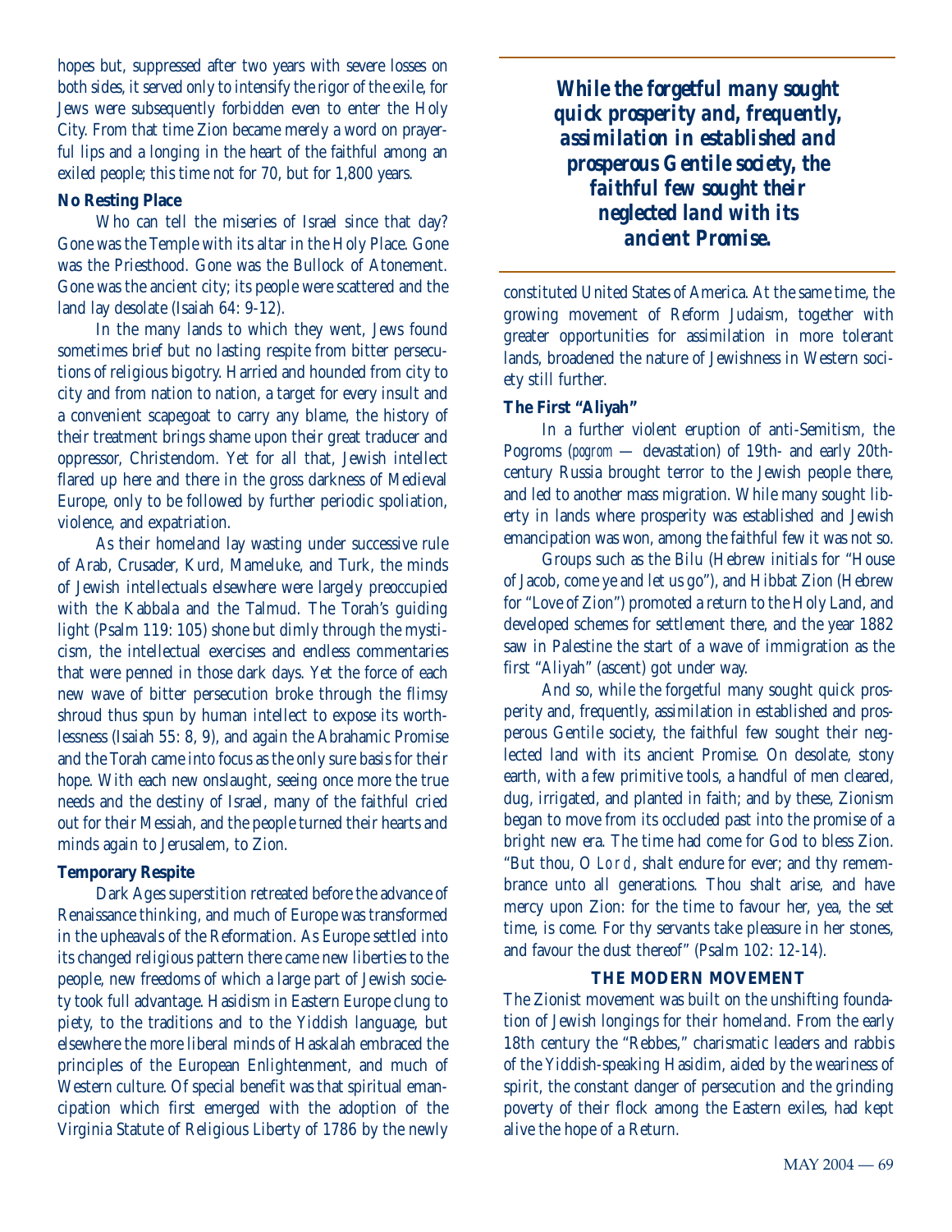hopes but, suppressed after two years with severe losses on both sides, it served only to intensify the rigor of the exile, for Jews were subsequently forbidden even to enter the Holy City. From that time Zion became merely a word on prayerful lips and a longing in the heart of the faithful among an exiled people; this time not for 70, but for 1,800 years.

**No Resting Place**

Who can tell the miseries of Israel since that day? Gone was the Temple with its altar in the Holy Place. Gone was the Priesthood. Gone was the Bullock of Atonement. Gone was the ancient city; its people were scattered and the land lay desolate (Isaiah 64: 9-12).

In the many lands to which they went, Jews found sometimes brief but no lasting respite from bitter persecutions of religious bigotry. Harried and hounded from city to city and from nation to nation, a target for every insult and a convenient scapegoat to carry any blame, the history of their treatment brings shame upon their great traducer and oppressor, Christendom. Yet for all that, Jewish intellect flared up here and there in the gross darkness of Medieval Europe, only to be followed by further periodic spoliation, violence, and expatriation.

As their homeland lay wasting under successive rule of Arab, Crusader, Kurd, Mameluke, and Turk, the minds of Jewish intellectuals elsewhere were largely preoccupied with the Kabbala and the Talmud. The Torah's guiding light (Psalm 119: 105) shone but dimly through the mysticism, the intellectual exercises and endless commentaries that were penned in those dark days. Yet the force of each new wave of bitter persecution broke through the flimsy shroud thus spun by human intellect to expose its worthlessness (Isaiah 55: 8, 9), and again the Abrahamic Promise and the Torah came into focus as the only sure basis for their hope. With each new onslaught, seeing once more the true needs and the destiny of Israel, many of the faithful cried out for their Messiah, and the people turned their hearts and minds again to Jerusalem, to Zion.

**Temporary Respite**

Dark Ages superstition retreated before the advance of Renaissance thinking, and much of Europe was transformed in the upheavals of the Reformation. As Europe settled into its changed religious pattern there came new liberties to the people, new freedoms of which a large part of Jewish society took full advantage. Hasidism in Eastern Europe clung to piety, to the traditions and to the Yiddish language, but elsewhere the more liberal minds of Haskalah embraced the principles of the European Enlightenment, and much of Western culture. Of special benefit was that spiritual emancipation which first emerged with the adoption of the Virginia Statute of Religious Liberty of 1786 by the newly constituted United States of America. At the same time, the growing movement of Reform Judaism, together with greater opportunities for assimilation in more tolerant lands, broadened the nature of Jewishness in Western society still further.

***While the forgetful many sought quick prosperity and, frequently, assimilation in established and prosperous Gentile society, the faithful few sought their neglected land with its ancient Promise.***

**The First "Aliyah"**

In a further violent eruption of anti-Semitism, the Pogroms (*pogrom* — devastation) of 19th- and early 20th-century Russia brought terror to the Jewish people there, and led to another mass migration. While many sought liberty in lands where prosperity was established and Jewish emancipation was won, among the faithful few it was not so.

Groups such as the Bilu (Hebrew initials for "House of Jacob, come ye and let us go"), and Hibbat Zion (Hebrew for "Love of Zion") promoted a return to the Holy Land, and developed schemes for settlement there, and the year 1882 saw in Palestine the start of a wave of immigration as the first "Aliyah" (ascent) got under way.

And so, while the forgetful many sought quick prosperity and, frequently, assimilation in established and prosperous Gentile society, the faithful few sought their neglected land with its ancient Promise. On desolate, stony earth, with a few primitive tools, a handful of men cleared, dug, irrigated, and planted in faith; and by these, Zionism began to move from its occluded past into the promise of a bright new era. The time had come for God to bless Zion. "But thou, O LORD, shalt endure for ever; and thy remembrance unto all generations. Thou shalt arise, and have mercy upon Zion: for the time to favour her, yea, the set time, is come. For thy servants take pleasure in her stones, and favour the dust thereof" (Psalm 102: 12-14).

## THE MODERN MOVEMENT

The Zionist movement was built on the unshifting foundation of Jewish longings for their homeland. From the early 18th century the "Rebbes," charismatic leaders and rabbis of the Yiddish-speaking Hasidim, aided by the weariness of spirit, the constant danger of persecution and the grinding poverty of their flock among the Eastern exiles, had kept alive the hope of a Return.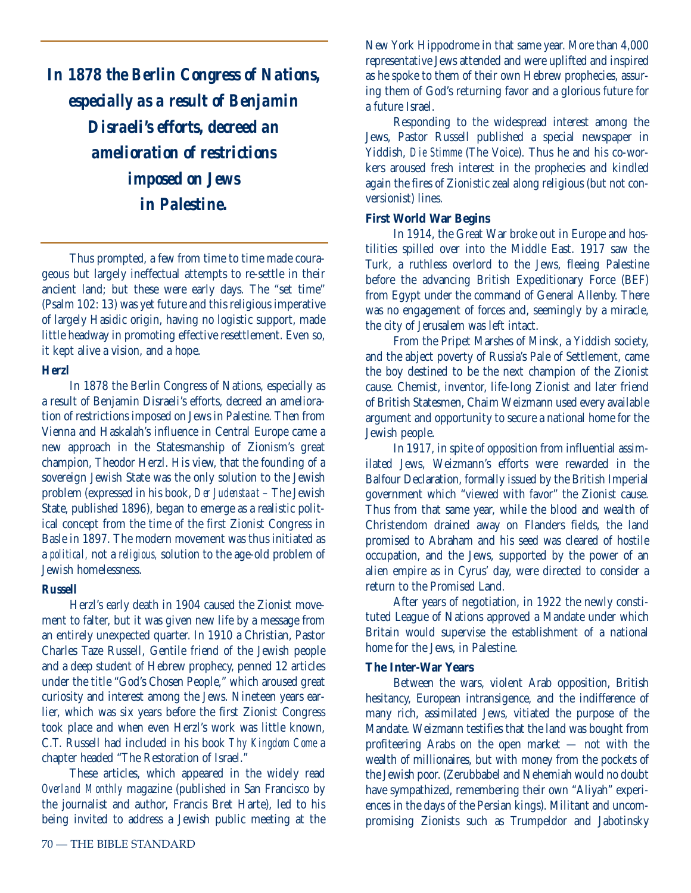*In 1878 the Berlin Congress of Nations, especially as a result of Benjamin Disraeli's efforts, decreed an amelioration of restrictions imposed on Jews in Palestine.*

Thus prompted, a few from time to time made courageous but largely ineffectual attempts to re-settle in their ancient land; but these were early days. The "set time" (Psalm 102: 13) was yet future and this religious imperative of largely Hasidic origin, having no logistic support, made little headway in promoting effective resettlement. Even so, it kept alive a vision, and a hope.

### Herzl

In 1878 the Berlin Congress of Nations, especially as a result of Benjamin Disraeli's efforts, decreed an amelioration of restrictions imposed on Jews in Palestine. Then from Vienna and Haskalah's influence in Central Europe came a new approach in the Statesmanship of Zionism's great champion, Theodor Herzl. His view, that the founding of a sovereign Jewish State was the only solution to the Jewish problem (expressed in his book, *Der Judenstaat* – The Jewish State, published 1896), began to emerge as a realistic political concept from the time of the first Zionist Congress in Basle in 1897. The modern movement was thus initiated as a *political,* not a *religious,* solution to the age-old problem of Jewish homelessness.

### Russell

Herzl's early death in 1904 caused the Zionist movement to falter, but it was given new life by a message from an entirely unexpected quarter. In 1910 a Christian, Pastor Charles Taze Russell, Gentile friend of the Jewish people and a deep student of Hebrew prophecy, penned 12 articles under the title "God's Chosen People," which aroused great curiosity and interest among the Jews. Nineteen years earlier, which was six years before the first Zionist Congress took place and when even Herzl's work was little known, C.T. Russell had included in his book *Thy Kingdom Come* a chapter headed "The Restoration of Israel."

These articles, which appeared in the widely read *Overland Monthly* magazine (published in San Francisco by the journalist and author, Francis Bret Harte), led to his being invited to address a Jewish public meeting at the New York Hippodrome in that same year. More than 4,000 representative Jews attended and were uplifted and inspired as he spoke to them of their own Hebrew prophecies, assuring them of God's returning favor and a glorious future for a future Israel.

Responding to the widespread interest among the Jews, Pastor Russell published a special newspaper in Yiddish, *Die Stimme* (The Voice). Thus he and his co-workers aroused fresh interest in the prophecies and kindled again the fires of Zionistic zeal along religious (but not conversionist) lines.

### First World War Begins

In 1914, the Great War broke out in Europe and hostilities spilled over into the Middle East. 1917 saw the Turk, a ruthless overlord to the Jews, fleeing Palestine before the advancing British Expeditionary Force (BEF) from Egypt under the command of General Allenby. There was no engagement of forces and, seemingly by a miracle, the city of Jerusalem was left intact.

From the Pripet Marshes of Minsk, a Yiddish society, and the abject poverty of Russia's Pale of Settlement, came the boy destined to be the next champion of the Zionist cause. Chemist, inventor, life-long Zionist and later friend of British Statesmen, Chaim Weizmann used every available argument and opportunity to secure a national home for the Jewish people.

In 1917, in spite of opposition from influential assimilated Jews, Weizmann's efforts were rewarded in the Balfour Declaration, formally issued by the British Imperial government which "viewed with favor" the Zionist cause. Thus from that same year, while the blood and wealth of Christendom drained away on Flanders fields, the land promised to Abraham and his seed was cleared of hostile occupation, and the Jews, supported by the power of an alien empire as in Cyrus' day, were directed to consider a return to the Promised Land.

After years of negotiation, in 1922 the newly constituted League of Nations approved a Mandate under which Britain would supervise the establishment of a national home for the Jews, in Palestine.

### The Inter-War Years

Between the wars, violent Arab opposition, British hesitancy, European intransigence, and the indifference of many rich, assimilated Jews, vitiated the purpose of the Mandate. Weizmann testifies that the land was bought from profiteering Arabs on the open market — not with the wealth of millionaires, but with money from the pockets of the Jewish poor. (Zerubbabel and Nehemiah would no doubt have sympathized, remembering their own "Aliyah" experiences in the days of the Persian kings). Militant and uncompromising Zionists such as Trumpeldor and Jabotinsky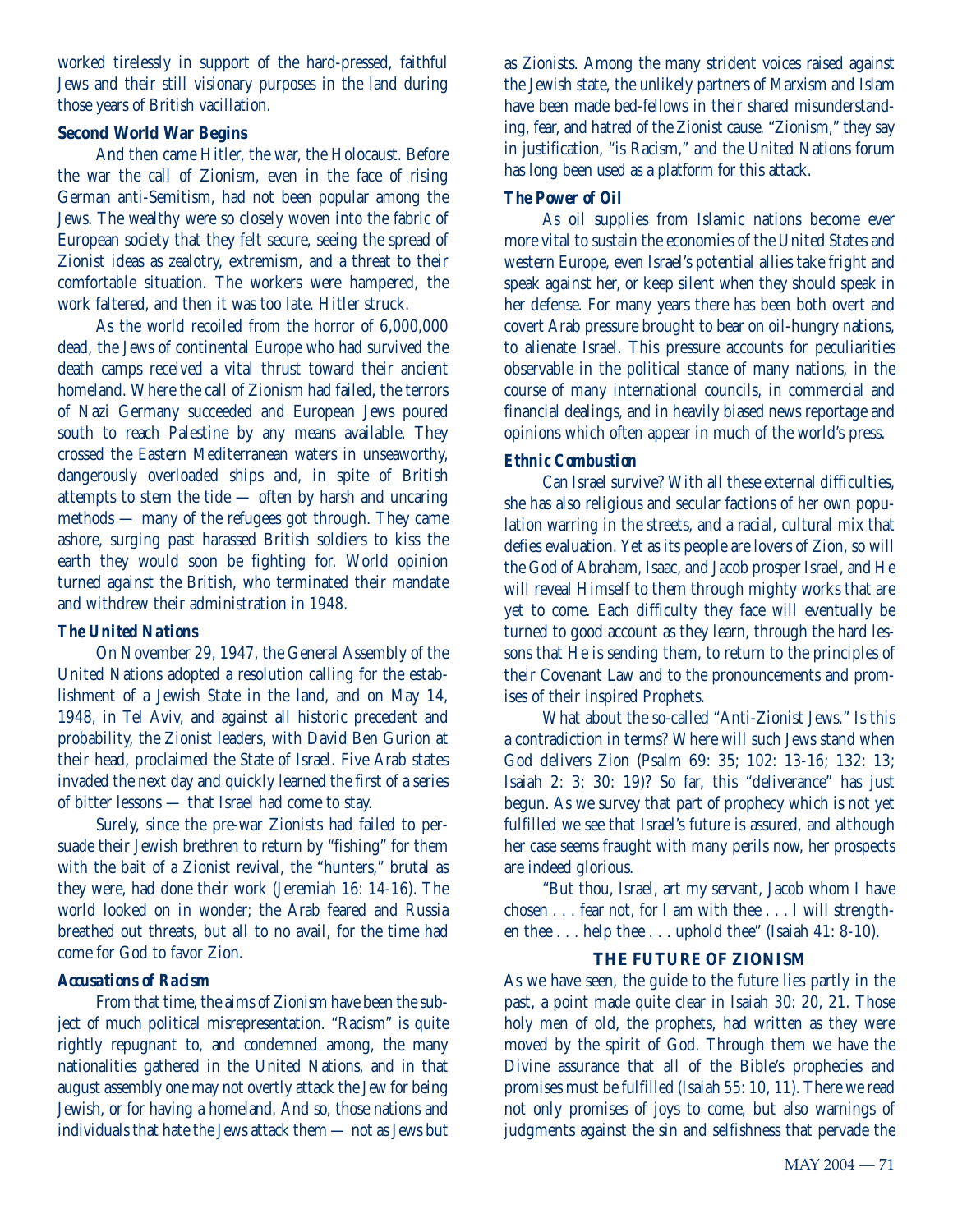worked tirelessly in support of the hard-pressed, faithful Jews and their still visionary purposes in the land during those years of British vacillation.

### Second World War Begins

And then came Hitler, the war, the Holocaust. Before the war the call of Zionism, even in the face of rising German anti-Semitism, had not been popular among the Jews. The wealthy were so closely woven into the fabric of European society that they felt secure, seeing the spread of Zionist ideas as zealotry, extremism, and a threat to their comfortable situation. The workers were hampered, the work faltered, and then it was too late. Hitler struck.

As the world recoiled from the horror of 6,000,000 dead, the Jews of continental Europe who had survived the death camps received a vital thrust toward their ancient homeland. Where the call of Zionism had failed, the terrors of Nazi Germany succeeded and European Jews poured south to reach Palestine by any means available. They crossed the Eastern Mediterranean waters in unseaworthy, dangerously overloaded ships and, in spite of British attempts to stem the tide — often by harsh and uncaring methods — many of the refugees got through. They came ashore, surging past harassed British soldiers to kiss the earth they would soon be fighting for. World opinion turned against the British, who terminated their mandate and withdrew their administration in 1948.

### *The United Nations*

On November 29, 1947, the General Assembly of the United Nations adopted a resolution calling for the establishment of a Jewish State in the land, and on May 14, 1948, in Tel Aviv, and against all historic precedent and probability, the Zionist leaders, with David Ben Gurion at their head, proclaimed the State of Israel. Five Arab states invaded the next day and quickly learned the first of a series of bitter lessons — that Israel had come to stay.

Surely, since the pre-war Zionists had failed to persuade their Jewish brethren to return by "fishing" for them with the bait of a Zionist revival, the "hunters," brutal as they were, had done their work (Jeremiah 16: 14-16). The world looked on in wonder; the Arab feared and Russia breathed out threats, but all to no avail, for the time had come for God to favor Zion.

### *Accusations of Racism*

From that time, the aims of Zionism have been the subject of much political misrepresentation. "Racism" is quite rightly repugnant to, and condemned among, the many nationalities gathered in the United Nations, and in that august assembly one may not overtly attack the Jew for being Jewish, or for having a homeland. And so, those nations and individuals that hate the Jews attack them — not as Jews but as Zionists. Among the many strident voices raised against the Jewish state, the unlikely partners of Marxism and Islam have been made bed-fellows in their shared misunderstanding, fear, and hatred of the Zionist cause. "Zionism," they say in justification, "is Racism," and the United Nations forum has long been used as a platform for this attack.

### *The Power of Oil*

As oil supplies from Islamic nations become ever more vital to sustain the economies of the United States and western Europe, even Israel's potential allies take fright and speak against her, or keep silent when they should speak in her defense. For many years there has been both overt and covert Arab pressure brought to bear on oil-hungry nations, to alienate Israel. This pressure accounts for peculiarities observable in the political stance of many nations, in the course of many international councils, in commercial and financial dealings, and in heavily biased news reportage and opinions which often appear in much of the world's press.

### *Ethnic Combustion*

Can Israel survive? With all these external difficulties, she has also religious and secular factions of her own population warring in the streets, and a racial, cultural mix that defies evaluation. Yet as its people are lovers of Zion, so will the God of Abraham, Isaac, and Jacob prosper Israel, and He will reveal Himself to them through mighty works that are yet to come. Each difficulty they face will eventually be turned to good account as they learn, through the hard lessons that He is sending them, to return to the principles of their Covenant Law and to the pronouncements and promises of their inspired Prophets.

What about the so-called "Anti-Zionist Jews." Is this a contradiction in terms? Where will such Jews stand when God delivers Zion (Psalm 69: 35; 102: 13-16; 132: 13; Isaiah 2: 3; 30: 19)? So far, this "deliverance" has just begun. As we survey that part of prophecy which is not yet fulfilled we see that Israel's future is assured, and although her case seems fraught with many perils now, her prospects are indeed glorious.

"But thou, Israel, art my servant, Jacob whom I have chosen . . . fear not, for I am with thee . . . I will strengthen thee . . . help thee . . . uphold thee" (Isaiah 41: 8-10).

## THE FUTURE OF ZIONISM

As we have seen, the guide to the future lies partly in the past, a point made quite clear in Isaiah 30: 20, 21. Those holy men of old, the prophets, had written as they were moved by the spirit of God. Through them we have the Divine assurance that all of the Bible's prophecies and promises must be fulfilled (Isaiah 55: 10, 11). There we read not only promises of joys to come, but also warnings of judgments against the sin and selfishness that pervade the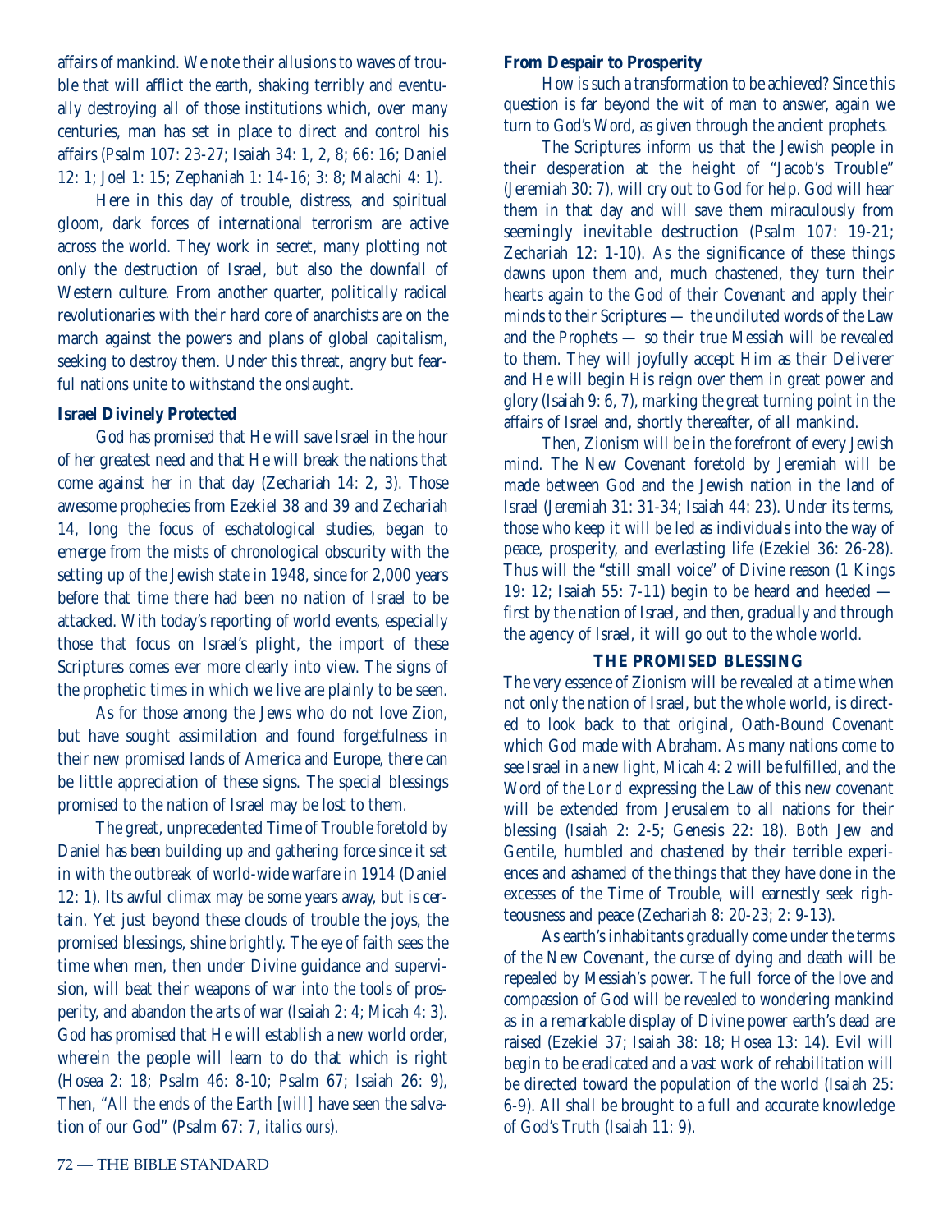affairs of mankind. We note their allusions to waves of trouble that will afflict the earth, shaking terribly and eventually destroying all of those institutions which, over many centuries, man has set in place to direct and control his affairs (Psalm 107: 23-27; Isaiah 34: 1, 2, 8; 66: 16; Daniel 12: 1; Joel 1: 15; Zephaniah 1: 14-16; 3: 8; Malachi 4: 1).

Here in this day of trouble, distress, and spiritual gloom, dark forces of international terrorism are active across the world. They work in secret, many plotting not only the destruction of Israel, but also the downfall of Western culture. From another quarter, politically radical revolutionaries with their hard core of anarchists are on the march against the powers and plans of global capitalism, seeking to destroy them. Under this threat, angry but fearful nations unite to withstand the onslaught.

**Israel Divinely Protected**

God has promised that He will save Israel in the hour of her greatest need and that He will break the nations that come against her in that day (Zechariah 14: 2, 3). Those awesome prophecies from Ezekiel 38 and 39 and Zechariah 14, long the focus of eschatological studies, began to emerge from the mists of chronological obscurity with the setting up of the Jewish state in 1948, since for 2,000 years before that time there had been no nation of Israel to be attacked. With today's reporting of world events, especially those that focus on Israel's plight, the import of these Scriptures comes ever more clearly into view. The signs of the prophetic times in which we live are plainly to be seen.

As for those among the Jews who do not love Zion, but have sought assimilation and found forgetfulness in their new promised lands of America and Europe, there can be little appreciation of these signs. The special blessings promised to the nation of Israel may be lost to them.

The great, unprecedented Time of Trouble foretold by Daniel has been building up and gathering force since it set in with the outbreak of world-wide warfare in 1914 (Daniel 12: 1). Its awful climax may be some years away, but is certain. Yet just beyond these clouds of trouble the joys, the promised blessings, shine brightly. The eye of faith sees the time when men, then under Divine guidance and supervision, will beat their weapons of war into the tools of prosperity, and abandon the arts of war (Isaiah 2: 4; Micah 4: 3). God has promised that He will establish a new world order, wherein the people will learn to do that which is right (Hosea 2: 18; Psalm 46: 8-10; Psalm 67; Isaiah 26: 9), Then, "All the ends of the Earth [*will*] have seen the salvation of our God" (Psalm 67: 7, *italics ours*).

**From Despair to Prosperity**

How is such a transformation to be achieved? Since this question is far beyond the wit of man to answer, again we turn to God's Word, as given through the ancient prophets.

The Scriptures inform us that the Jewish people in their desperation at the height of "Jacob's Trouble" (Jeremiah 30: 7), will cry out to God for help. God will hear them in that day and will save them miraculously from seemingly inevitable destruction (Psalm 107: 19-21; Zechariah 12: 1-10). As the significance of these things dawns upon them and, much chastened, they turn their hearts again to the God of their Covenant and apply their minds to their Scriptures — the undiluted words of the Law and the Prophets — so their true Messiah will be revealed to them. They will joyfully accept Him as their Deliverer and He will begin His reign over them in great power and glory (Isaiah 9: 6, 7), marking the great turning point in the affairs of Israel and, shortly thereafter, of all mankind.

Then, Zionism will be in the forefront of every Jewish mind. The New Covenant foretold by Jeremiah will be made between God and the Jewish nation in the land of Israel (Jeremiah 31: 31-34; Isaiah 44: 23). Under its terms, those who keep it will be led as individuals into the way of peace, prosperity, and everlasting life (Ezekiel 36: 26-28). Thus will the "still small voice" of Divine reason (1 Kings 19: 12; Isaiah 55: 7-11) begin to be heard and heeded — first by the nation of Israel, and then, gradually and through the agency of Israel, it will go out to the whole world.

## THE PROMISED BLESSING

The very essence of Zionism will be revealed at a time when not only the nation of Israel, but the whole world, is directed to look back to that original, Oath-Bound Covenant which God made with Abraham. As many nations come to see Israel in a new light, Micah 4: 2 will be fulfilled, and the Word of the *Lord* expressing the Law of this new covenant will be extended from Jerusalem to all nations for their blessing (Isaiah 2: 2-5; Genesis 22: 18). Both Jew and Gentile, humbled and chastened by their terrible experiences and ashamed of the things that they have done in the excesses of the Time of Trouble, will earnestly seek righteousness and peace (Zechariah 8: 20-23; 2: 9-13).

As earth's inhabitants gradually come under the terms of the New Covenant, the curse of dying and death will be repealed by Messiah's power. The full force of the love and compassion of God will be revealed to wondering mankind as in a remarkable display of Divine power earth's dead are raised (Ezekiel 37; Isaiah 38: 18; Hosea 13: 14). Evil will begin to be eradicated and a vast work of rehabilitation will be directed toward the population of the world (Isaiah 25: 6-9). All shall be brought to a full and accurate knowledge of God's Truth (Isaiah 11: 9).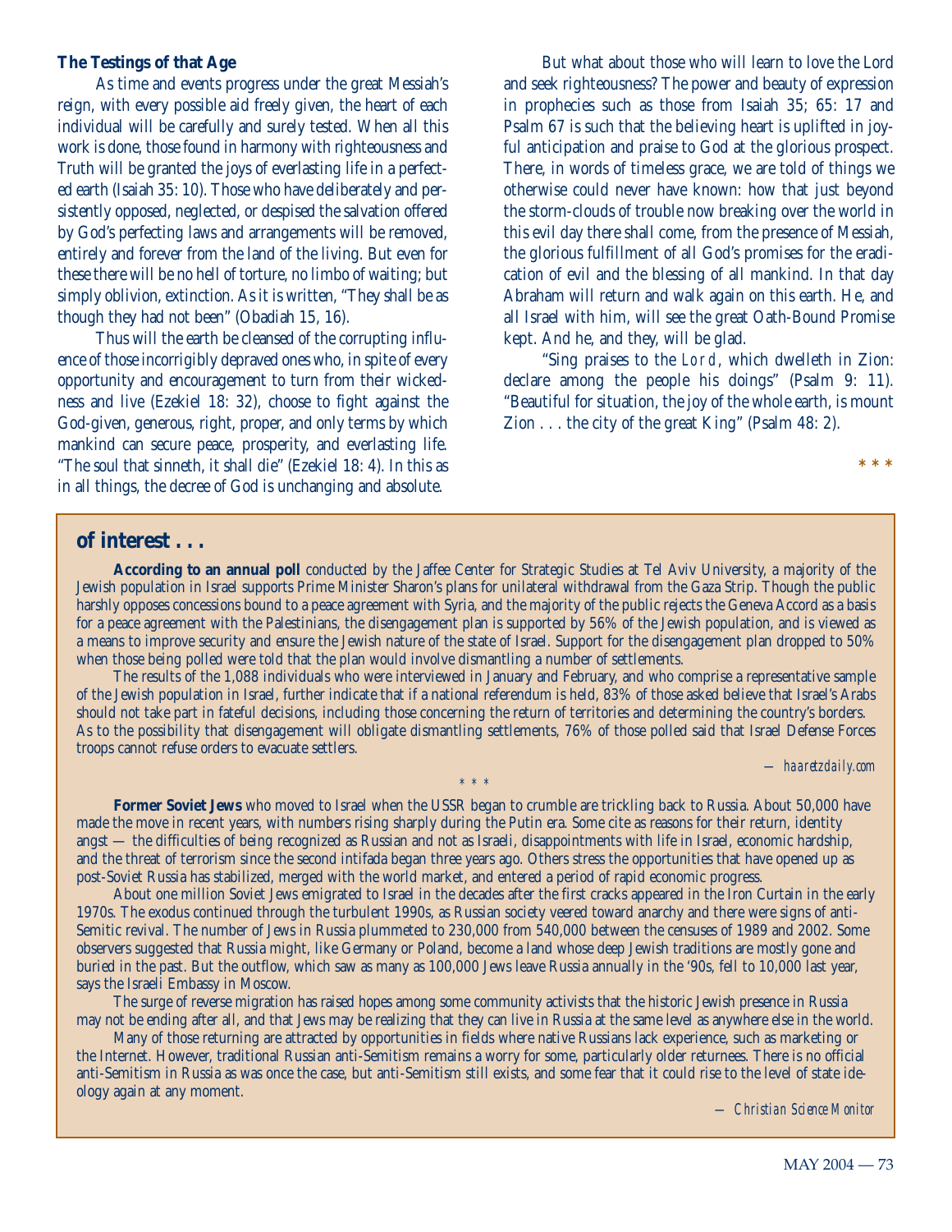### The Testings of that Age

As time and events progress under the great Messiah's reign, with every possible aid freely given, the heart of each individual will be carefully and surely tested. When all this work is done, those found in harmony with righteousness and Truth will be granted the joys of everlasting life in a perfected earth (Isaiah 35: 10). Those who have deliberately and persistently opposed, neglected, or despised the salvation offered by God's perfecting laws and arrangements will be removed, entirely and forever from the land of the living. But even for these there will be no hell of torture, no limbo of waiting; but simply oblivion, extinction. As it is written, "They shall be as though they had not been" (Obadiah 15, 16).

Thus will the earth be cleansed of the corrupting influence of those incorrigibly depraved ones who, in spite of every opportunity and encouragement to turn from their wickedness and live (Ezekiel 18: 32), choose to fight against the God-given, generous, right, proper, and only terms by which mankind can secure peace, prosperity, and everlasting life. "The soul that sinneth, it shall die" (Ezekiel 18: 4). In this as in all things, the decree of God is unchanging and absolute.

But what about those who will learn to love the Lord and seek righteousness? The power and beauty of expression in prophecies such as those from Isaiah 35; 65: 17 and Psalm 67 is such that the believing heart is uplifted in joyful anticipation and praise to God at the glorious prospect. There, in words of timeless grace, we are told of things we otherwise could never have known: how that just beyond the storm-clouds of trouble now breaking over the world in this evil day there shall come, from the presence of Messiah, the glorious fulfillment of all God's promises for the eradication of evil and the blessing of all mankind. In that day Abraham will return and walk again on this earth. He, and all Israel with him, will see the great Oath-Bound Promise kept. And he, and they, will be glad.

"Sing praises to the Lord, which dwelleth in Zion: declare among the people his doings" (Psalm 9: 11). "Beautiful for situation, the joy of the whole earth, is mount Zion . . . the city of the great King" (Psalm 48: 2).

\* \* \*

## of interest . . .

**According to an annual poll** conducted by the Jaffee Center for Strategic Studies at Tel Aviv University, a majority of the Jewish population in Israel supports Prime Minister Sharon's plans for unilateral withdrawal from the Gaza Strip. Though the public harshly opposes concessions bound to a peace agreement with Syria, and the majority of the public rejects the Geneva Accord as a basis for a peace agreement with the Palestinians, the disengagement plan is supported by 56% of the Jewish population, and is viewed as a means to improve security and ensure the Jewish nature of the state of Israel. Support for the disengagement plan dropped to 50% when those being polled were told that the plan would involve dismantling a number of settlements.

The results of the 1,088 individuals who were interviewed in January and February, and who comprise a representative sample of the Jewish population in Israel, further indicate that if a national referendum is held, 83% of those asked believe that Israel's Arabs should not take part in fateful decisions, including those concerning the return of territories and determining the country's borders. As to the possibility that disengagement will obligate dismantling settlements, 76% of those polled said that Israel Defense Forces troops cannot refuse orders to evacuate settlers.

*— haaretzdaily.com*

\* \* \*

**Former Soviet Jews** who moved to Israel when the USSR began to crumble are trickling back to Russia. About 50,000 have made the move in recent years, with numbers rising sharply during the Putin era. Some cite as reasons for their return, identity angst — the difficulties of being recognized as Russian and not as Israeli, disappointments with life in Israel, economic hardship, and the threat of terrorism since the second intifada began three years ago. Others stress the opportunities that have opened up as post-Soviet Russia has stabilized, merged with the world market, and entered a period of rapid economic progress.

About one million Soviet Jews emigrated to Israel in the decades after the first cracks appeared in the Iron Curtain in the early 1970s. The exodus continued through the turbulent 1990s, as Russian society veered toward anarchy and there were signs of anti-Semitic revival. The number of Jews in Russia plummeted to 230,000 from 540,000 between the censuses of 1989 and 2002. Some observers suggested that Russia might, like Germany or Poland, become a land whose deep Jewish traditions are mostly gone and buried in the past. But the outflow, which saw as many as 100,000 Jews leave Russia annually in the '90s, fell to 10,000 last year, says the Israeli Embassy in Moscow.

The surge of reverse migration has raised hopes among some community activists that the historic Jewish presence in Russia may not be ending after all, and that Jews may be realizing that they can live in Russia at the same level as anywhere else in the world.

Many of those returning are attracted by opportunities in fields where native Russians lack experience, such as marketing or the Internet. However, traditional Russian anti-Semitism remains a worry for some, particularly older returnees. There is no official anti-Semitism in Russia as was once the case, but anti-Semitism still exists, and some fear that it could rise to the level of state ideology again at any moment.

*— Christian Science Monitor*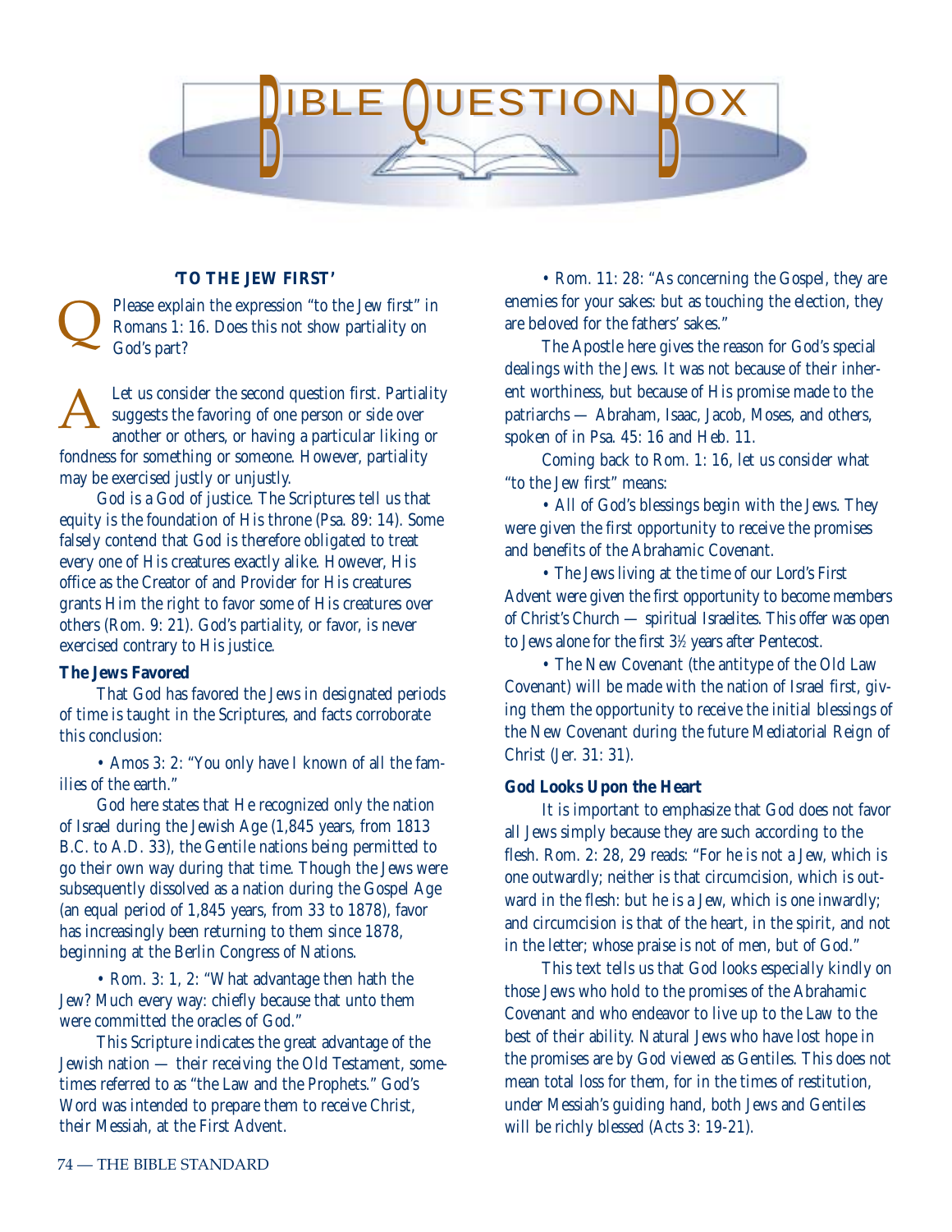# BIBLE QUESTION BOX

## 'TO THE JEW FIRST'

**Q** Please explain the expression "to the Jew first" in Romans 1: 16. Does this not show partiality on God's part?

**A** Let us consider the second question first. Partiality suggests the favoring of one person or side over another or others, or having a particular liking or fondness for something or someone. However, partiality may be exercised justly or unjustly.

God is a God of justice. The Scriptures tell us that equity is the foundation of His throne (Psa. 89: 14). Some falsely contend that God is therefore obligated to treat every one of His creatures exactly alike. However, His office as the Creator of and Provider for His creatures grants Him the right to favor some of His creatures over others (Rom. 9: 21). God's partiality, or favor, is never exercised contrary to His justice.

### The Jews Favored

That God has favored the Jews in designated periods of time is taught in the Scriptures, and facts corroborate this conclusion:

• Amos 3: 2: "You only have I known of all the families of the earth."

God here states that He recognized only the nation of Israel during the Jewish Age (1,845 years, from 1813 B.C. to A.D. 33), the Gentile nations being permitted to go their own way during that time. Though the Jews were subsequently dissolved as a nation during the Gospel Age (an equal period of 1,845 years, from 33 to 1878), favor has increasingly been returning to them since 1878, beginning at the Berlin Congress of Nations.

• Rom. 3: 1, 2: "What advantage then hath the Jew? Much every way: chiefly because that unto them were committed the oracles of God."

This Scripture indicates the great advantage of the Jewish nation — their receiving the Old Testament, sometimes referred to as "the Law and the Prophets." God's Word was intended to prepare them to receive Christ, their Messiah, at the First Advent.

• Rom. 11: 28: "As concerning the Gospel, they are enemies for your sakes: but as touching the election, they are beloved for the fathers' sakes."

The Apostle here gives the reason for God's special dealings with the Jews. It was not because of their inherent worthiness, but because of His promise made to the patriarchs — Abraham, Isaac, Jacob, Moses, and others, spoken of in Psa. 45: 16 and Heb. 11.

Coming back to Rom. 1: 16, let us consider what "to the Jew first" means:

• All of God's blessings begin with the Jews. They were given the first opportunity to receive the promises and benefits of the Abrahamic Covenant.

• The Jews living at the time of our Lord's First Advent were given the first opportunity to become members of Christ's Church — spiritual Israelites. This offer was open to Jews alone for the first 3½ years after Pentecost.

• The New Covenant (the antitype of the Old Law Covenant) will be made with the nation of Israel first, giving them the opportunity to receive the initial blessings of the New Covenant during the future Mediatorial Reign of Christ (Jer. 31: 31).

### God Looks Upon the Heart

It is important to emphasize that God does not favor all Jews simply because they are such according to the flesh. Rom. 2: 28, 29 reads: "For he is not a Jew, which is one outwardly; neither is that circumcision, which is outward in the flesh: but he is a Jew, which is one inwardly; and circumcision is that of the heart, in the spirit, and not in the letter; whose praise is not of men, but of God."

This text tells us that God looks especially kindly on those Jews who hold to the promises of the Abrahamic Covenant and who endeavor to live up to the Law to the best of their ability. Natural Jews who have lost hope in the promises are by God viewed as Gentiles. This does not mean total loss for them, for in the times of restitution, under Messiah's guiding hand, both Jews and Gentiles will be richly blessed (Acts 3: 19-21).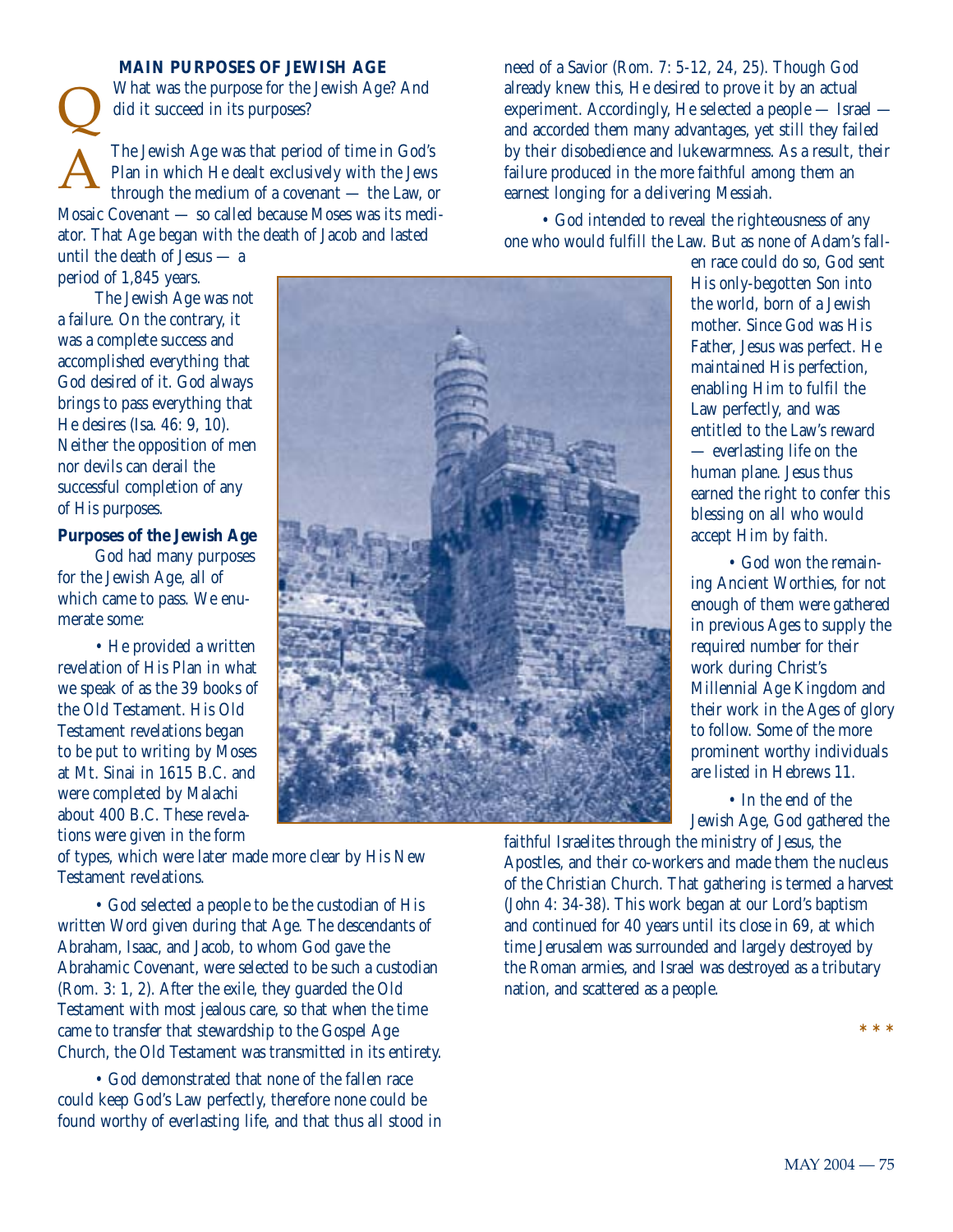## MAIN PURPOSES OF JEWISH AGE

**Q** What was the purpose for the Jewish Age? And did it succeed in its purposes?

**A** The Jewish Age was that period of time in God's Plan in which He dealt exclusively with the Jews through the medium of a covenant — the Law, or Mosaic Covenant — so called because Moses was its mediator. That Age began with the death of Jacob and lasted until the death of Jesus — a period of 1,845 years.

The Jewish Age was not a failure. On the contrary, it was a complete success and accomplished everything that God desired of it. God always brings to pass everything that He desires (Isa. 46: 9, 10). Neither the opposition of men nor devils can derail the successful completion of any of His purposes.

**Purposes of the Jewish Age**

God had many purposes for the Jewish Age, all of which came to pass. We enumerate some:

• He provided a written revelation of His Plan in what we speak of as the 39 books of the Old Testament. His Old Testament revelations began to be put to writing by Moses at Mt. Sinai in 1615 B.C. and were completed by Malachi about 400 B.C. These revelations were given in the form of types, which were later made more clear by His New Testament revelations.

• God selected a people to be the custodian of His written Word given during that Age. The descendants of Abraham, Isaac, and Jacob, to whom God gave the Abrahamic Covenant, were selected to be such a custodian (Rom. 3: 1, 2). After the exile, they guarded the Old Testament with most jealous care, so that when the time came to transfer that stewardship to the Gospel Age Church, the Old Testament was transmitted in its entirety.

• God demonstrated that none of the fallen race could keep God's Law perfectly, therefore none could be found worthy of everlasting life, and that thus all stood in need of a Savior (Rom. 7: 5-12, 24, 25). Though God already knew this, He desired to prove it by an actual experiment. Accordingly, He selected a people — Israel — and accorded them many advantages, yet still they failed by their disobedience and lukewarmness. As a result, their failure produced in the more faithful among them an earnest longing for a delivering Messiah.

• God intended to reveal the righteousness of any one who would fulfill the Law. But as none of Adam's fallen race could do so, God sent His only-begotten Son into the world, born of a Jewish mother. Since God was His Father, Jesus was perfect. He maintained His perfection, enabling Him to fulfil the Law perfectly, and was entitled to the Law's reward — everlasting life on the human plane. Jesus thus earned the right to confer this blessing on all who would accept Him by faith.

• God won the remaining Ancient Worthies, for not enough of them were gathered in previous Ages to supply the required number for their work during Christ's Millennial Age Kingdom and their work in the Ages of glory to follow. Some of the more prominent worthy individuals are listed in Hebrews 11.

• In the end of the Jewish Age, God gathered the faithful Israelites through the ministry of Jesus, the Apostles, and their co-workers and made them the nucleus of the Christian Church. That gathering is termed a harvest (John 4: 34-38). This work began at our Lord's baptism and continued for 40 years until its close in 69, at which time Jerusalem was surrounded and largely destroyed by the Roman armies, and Israel was destroyed as a tributary nation, and scattered as a people.

* * *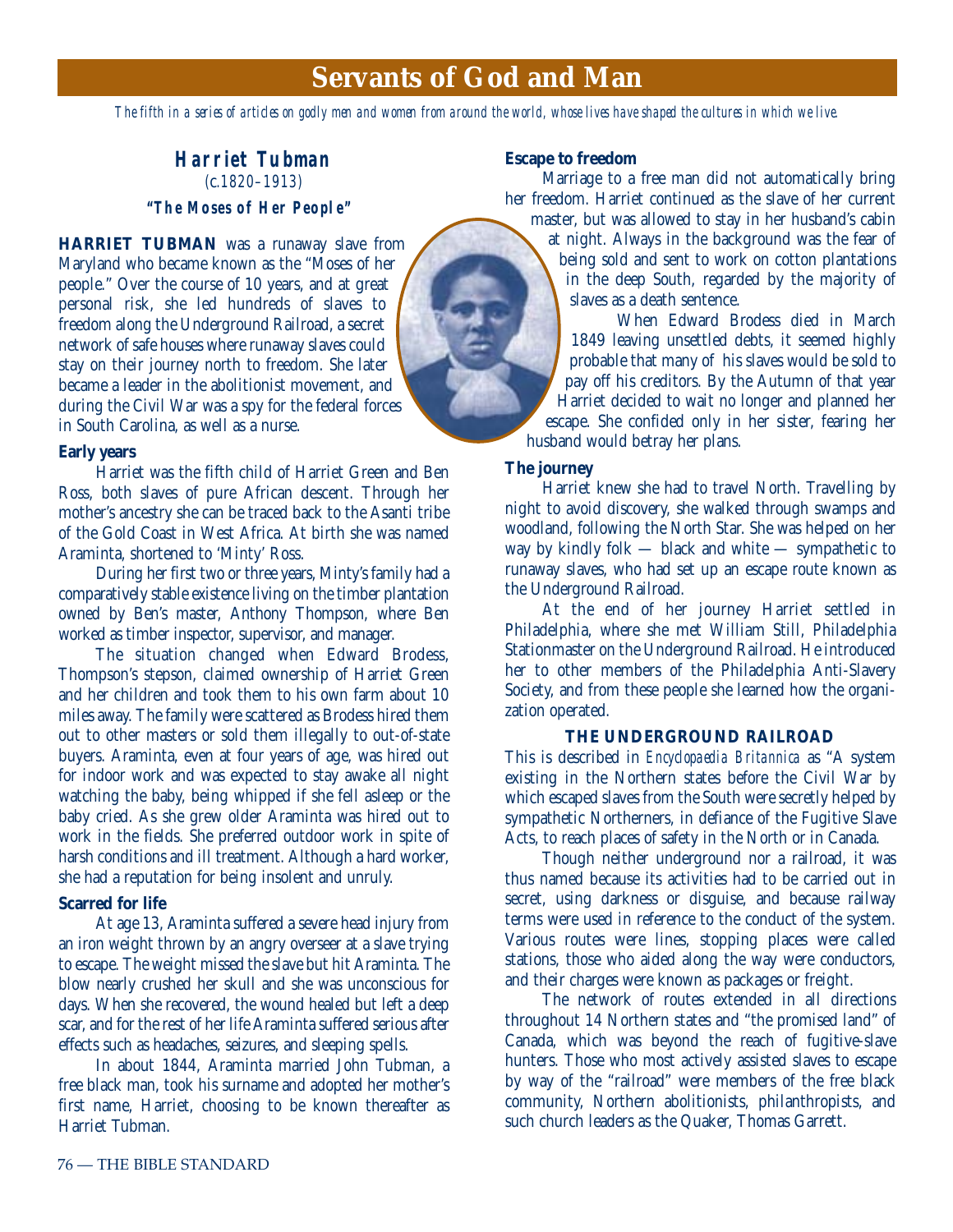# Servants of God and Man

*The fifth in a series of articles on godly men and women from around the world, whose lives have shaped the cultures in which we live.*

## Harriet Tubman

*(c.1820–1913)*

**"The Moses of Her People"**

**HARRIET TUBMAN** was a runaway slave from Maryland who became known as the "Moses of her people." Over the course of 10 years, and at great personal risk, she led hundreds of slaves to freedom along the Underground Railroad, a secret network of safe houses where runaway slaves could stay on their journey north to freedom. She later became a leader in the abolitionist movement, and during the Civil War was a spy for the federal forces in South Carolina, as well as a nurse.

### Early years

Harriet was the fifth child of Harriet Green and Ben Ross, both slaves of pure African descent. Through her mother's ancestry she can be traced back to the Asanti tribe of the Gold Coast in West Africa. At birth she was named Araminta, shortened to 'Minty' Ross.

During her first two or three years, Minty's family had a comparatively stable existence living on the timber plantation owned by Ben's master, Anthony Thompson, where Ben worked as timber inspector, supervisor, and manager.

The situation changed when Edward Brodess, Thompson's stepson, claimed ownership of Harriet Green and her children and took them to his own farm about 10 miles away. The family were scattered as Brodess hired them out to other masters or sold them illegally to out-of-state buyers. Araminta, even at four years of age, was hired out for indoor work and was expected to stay awake all night watching the baby, being whipped if she fell asleep or the baby cried. As she grew older Araminta was hired out to work in the fields. She preferred outdoor work in spite of harsh conditions and ill treatment. Although a hard worker, she had a reputation for being insolent and unruly.

### Scarred for life

At age 13, Araminta suffered a severe head injury from an iron weight thrown by an angry overseer at a slave trying to escape. The weight missed the slave but hit Araminta. The blow nearly crushed her skull and she was unconscious for days. When she recovered, the wound healed but left a deep scar, and for the rest of her life Araminta suffered serious after effects such as headaches, seizures, and sleeping spells.

In about 1844, Araminta married John Tubman, a free black man, took his surname and adopted her mother's first name, Harriet, choosing to be known thereafter as Harriet Tubman.

### Escape to freedom

Marriage to a free man did not automatically bring her freedom. Harriet continued as the slave of her current master, but was allowed to stay in her husband's cabin at night. Always in the background was the fear of being sold and sent to work on cotton plantations in the deep South, regarded by the majority of slaves as a death sentence.

When Edward Brodess died in March 1849 leaving unsettled debts, it seemed highly probable that many of his slaves would be sold to pay off his creditors. By the Autumn of that year Harriet decided to wait no longer and planned her escape. She confided only in her sister, fearing her husband would betray her plans.

### The journey

Harriet knew she had to travel North. Travelling by night to avoid discovery, she walked through swamps and woodland, following the North Star. She was helped on her way by kindly folk — black and white — sympathetic to runaway slaves, who had set up an escape route known as the Underground Railroad.

At the end of her journey Harriet settled in Philadelphia, where she met William Still, Philadelphia Stationmaster on the Underground Railroad. He introduced her to other members of the Philadelphia Anti-Slavery Society, and from these people she learned how the organization operated.

### THE UNDERGROUND RAILROAD

This is described in *Encyclopaedia Britannica* as "A system existing in the Northern states before the Civil War by which escaped slaves from the South were secretly helped by sympathetic Northerners, in defiance of the Fugitive Slave Acts, to reach places of safety in the North or in Canada.

Though neither underground nor a railroad, it was thus named because its activities had to be carried out in secret, using darkness or disguise, and because railway terms were used in reference to the conduct of the system. Various routes were lines, stopping places were called stations, those who aided along the way were conductors, and their charges were known as packages or freight.

The network of routes extended in all directions throughout 14 Northern states and "the promised land" of Canada, which was beyond the reach of fugitive-slave hunters. Those who most actively assisted slaves to escape by way of the "railroad" were members of the free black community, Northern abolitionists, philanthropists, and such church leaders as the Quaker, Thomas Garrett.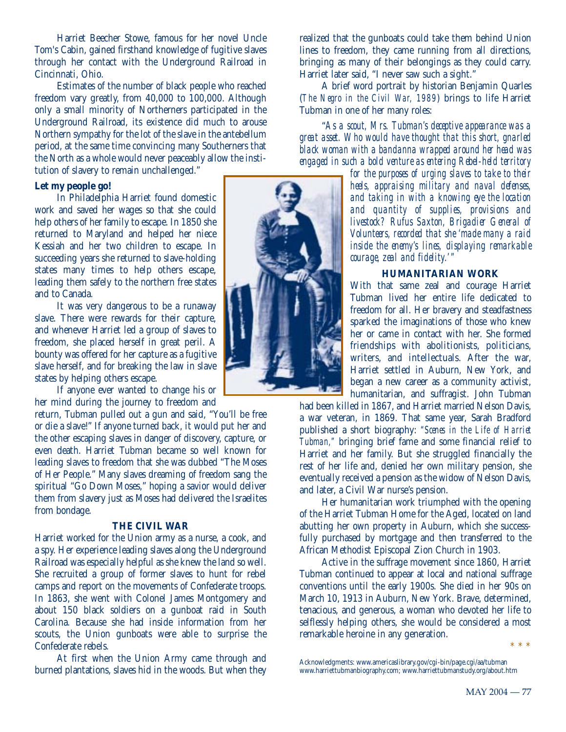Harriet Beecher Stowe, famous for her novel Uncle Tom's Cabin, gained firsthand knowledge of fugitive slaves through her contact with the Underground Railroad in Cincinnati, Ohio.

Estimates of the number of black people who reached freedom vary greatly, from 40,000 to 100,000. Although only a small minority of Northerners participated in the Underground Railroad, its existence did much to arouse Northern sympathy for the lot of the slave in the antebellum period, at the same time convincing many Southerners that the North as a whole would never peaceably allow the institution of slavery to remain unchallenged."

**Let my people go!**

In Philadelphia Harriet found domestic work and saved her wages so that she could help others of her family to escape. In 1850 she returned to Maryland and helped her niece Kessiah and her two children to escape. In succeeding years she returned to slave-holding states many times to help others escape, leading them safely to the northern free states and to Canada.

It was very dangerous to be a runaway slave. There were rewards for their capture, and whenever Harriet led a group of slaves to freedom, she placed herself in great peril. A bounty was offered for her capture as a fugitive slave herself, and for breaking the law in slave states by helping others escape.

If anyone ever wanted to change his or her mind during the journey to freedom and return, Tubman pulled out a gun and said, "You'll be free or die a slave!" If anyone turned back, it would put her and the other escaping slaves in danger of discovery, capture, or even death. Harriet Tubman became so well known for leading slaves to freedom that she was dubbed "The Moses of Her People." Many slaves dreaming of freedom sang the spiritual "Go Down Moses," hoping a savior would deliver them from slavery just as Moses had delivered the Israelites from bondage.

## THE CIVIL WAR

Harriet worked for the Union army as a nurse, a cook, and a spy. Her experience leading slaves along the Underground Railroad was especially helpful as she knew the land so well. She recruited a group of former slaves to hunt for rebel camps and report on the movements of Confederate troops. In 1863, she went with Colonel James Montgomery and about 150 black soldiers on a gunboat raid in South Carolina. Because she had inside information from her scouts, the Union gunboats were able to surprise the Confederate rebels.

At first when the Union Army came through and burned plantations, slaves hid in the woods. But when they realized that the gunboats could take them behind Union lines to freedom, they came running from all directions, bringing as many of their belongings as they could carry. Harriet later said, "I never saw such a sight."

A brief word portrait by historian Benjamin Quarles (*The Negro in the Civil War, 1989*) brings to life Harriet Tubman in one of her many roles:

*"As a scout, Mrs. Tubman's deceptive appearance was a great asset. Who would have thought that this short, gnarled black woman with a bandanna wrapped around her head was engaged in such a bold venture as entering Rebel-held territory for the purposes of urging slaves to take to their heels, appraising military and naval defenses, and taking in with a knowing eye the location and quantity of supplies, provisions and livestock? Rufus Saxton, Brigadier General of Volunteers, recorded that she 'made many a raid inside the enemy's lines, displaying remarkable courage, zeal and fidelity.'"*

## HUMANITARIAN WORK

With that same zeal and courage Harriet Tubman lived her entire life dedicated to freedom for all. Her bravery and steadfastness sparked the imaginations of those who knew her or came in contact with her. She formed friendships with abolitionists, politicians, writers, and intellectuals. After the war, Harriet settled in Auburn, New York, and began a new career as a community activist, humanitarian, and suffragist. John Tubman had been killed in 1867, and Harriet married Nelson Davis, a war veteran, in 1869. That same year, Sarah Bradford published a short biography: *"Scenes in the Life of Harriet Tubman,"* bringing brief fame and some financial relief to Harriet and her family. But she struggled financially the rest of her life and, denied her own military pension, she eventually received a pension as the widow of Nelson Davis, and later, a Civil War nurse's pension.

Her humanitarian work triumphed with the opening of the Harriet Tubman Home for the Aged, located on land abutting her own property in Auburn, which she successfully purchased by mortgage and then transferred to the African Methodist Episcopal Zion Church in 1903.

Active in the suffrage movement since 1860, Harriet Tubman continued to appear at local and national suffrage conventions until the early 1900s. She died in her 90s on March 10, 1913 in Auburn, New York. Brave, determined, tenacious, and generous, a woman who devoted her life to selflessly helping others, she would be considered a most remarkable heroine in any generation.

* * *

Acknowledgments: www.americaslibrary.gov/cgi-bin/page.cgi/aa/tubman www.harriettubmanbiography.com; www.harriettubmanstudy.org/about.htm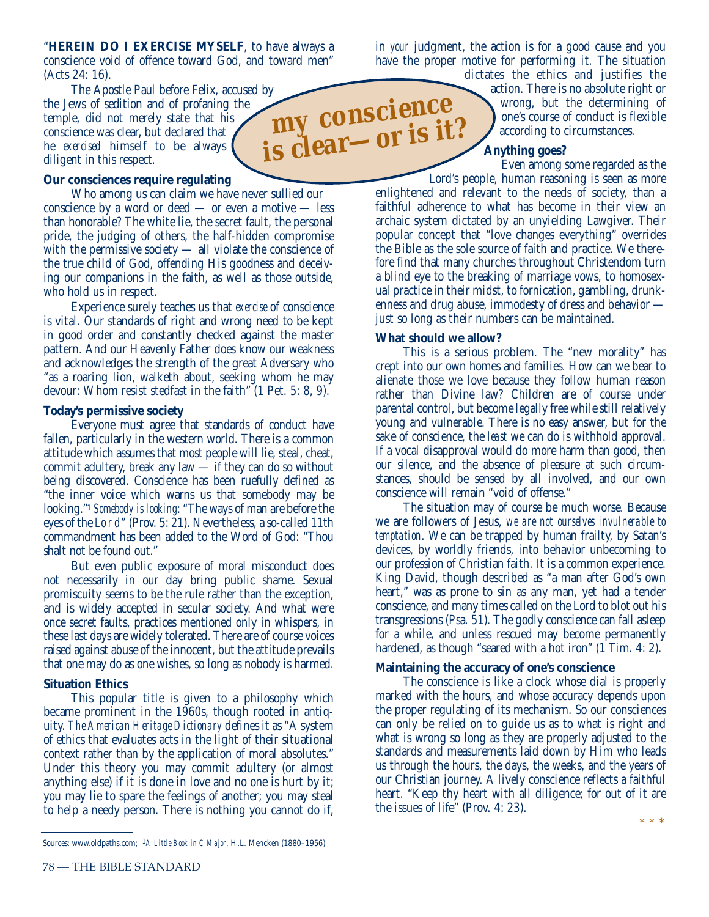# my conscience is clear—or is it?

"**HEREIN DO I EXERCISE MYSELF**, to have always a conscience void of offence toward God, and toward men" (Acts 24: 16).

The Apostle Paul before Felix, accused by the Jews of sedition and of profaning the temple, did not merely state that his conscience was clear, but declared that he *exercised* himself to be always diligent in this respect.

### Our consciences require regulating

Who among us can claim we have never sullied our conscience by a word or deed — or even a motive — less than honorable? The white lie, the secret fault, the personal pride, the judging of others, the half-hidden compromise with the permissive society — all violate the conscience of the true child of God, offending His goodness and deceiving our companions in the faith, as well as those outside, who hold us in respect.

Experience surely teaches us that *exercise* of conscience is vital. Our standards of right and wrong need to be kept in good order and constantly checked against the master pattern. And our Heavenly Father does know our weakness and acknowledges the strength of the great Adversary who "as a roaring lion, walketh about, seeking whom he may devour: Whom resist stedfast in the faith" (1 Pet. 5: 8, 9).

### Today's permissive society

Everyone must agree that standards of conduct have fallen, particularly in the western world. There is a common attitude which assumes that most people will lie, steal, cheat, commit adultery, break any law — if they can do so without being discovered. Conscience has been ruefully defined as "the inner voice which warns us that somebody may be looking."[1] *Somebody is looking*: "The ways of man are before the eyes of the Lord" (Prov. 5: 21). Nevertheless, a so-called 11th commandment has been added to the Word of God: "Thou shalt not be found out."

But even public exposure of moral misconduct does not necessarily in our day bring public shame. Sexual promiscuity seems to be the rule rather than the exception, and is widely accepted in secular society. And what were once secret faults, practices mentioned only in whispers, in these last days are widely tolerated. There are of course voices raised against abuse of the innocent, but the attitude prevails that one may do as one wishes, so long as nobody is harmed.

### Situation Ethics

This popular title is given to a philosophy which became prominent in the 1960s, though rooted in antiquity. *The American Heritage Dictionary* defines it as "A system of ethics that evaluates acts in the light of their situational context rather than by the application of moral absolutes." Under this theory you may commit adultery (or almost anything else) if it is done in love and no one is hurt by it; you may lie to spare the feelings of another; you may steal to help a needy person. There is nothing you cannot do if, in *your* judgment, the action is for a good cause and you have the proper motive for performing it. The situation dictates the ethics and justifies the action. There is no absolute right or wrong, but the determining of one's course of conduct is flexible according to circumstances.

### Anything goes?

Even among some regarded as the Lord's people, human reasoning is seen as more enlightened and relevant to the needs of society, than a faithful adherence to what has become in their view an archaic system dictated by an unyielding Lawgiver. Their popular concept that "love changes everything" overrides the Bible as the sole source of faith and practice. We therefore find that many churches throughout Christendom turn a blind eye to the breaking of marriage vows, to homosexual practice in their midst, to fornication, gambling, drunkenness and drug abuse, immodesty of dress and behavior — just so long as their numbers can be maintained.

### What should we allow?

This is a serious problem. The "new morality" has crept into our own homes and families. How can we bear to alienate those we love because they follow human reason rather than Divine law? Children are of course under parental control, but become legally free while still relatively young and vulnerable. There is no easy answer, but for the sake of conscience, the *least* we can do is withhold approval. If a vocal disapproval would do more harm than good, then our silence, and the absence of pleasure at such circumstances, should be sensed by all involved, and our own conscience will remain "void of offense."

The situation may of course be much worse. Because we are followers of Jesus, *we are not ourselves invulnerable to temptation*. We can be trapped by human frailty, by Satan's devices, by worldly friends, into behavior unbecoming to our profession of Christian faith. It is a common experience. King David, though described as "a man after God's own heart," was as prone to sin as any man, yet had a tender conscience, and many times called on the Lord to blot out his transgressions (Psa. 51). The godly conscience can fall asleep for a while, and unless rescued may become permanently hardened, as though "seared with a hot iron" (1 Tim. 4: 2).

### Maintaining the accuracy of one's conscience

The conscience is like a clock whose dial is properly marked with the hours, and whose accuracy depends upon the proper regulating of its mechanism. So our consciences can only be relied on to guide us as to what is right and what is wrong so long as they are properly adjusted to the standards and measurements laid down by Him who leads us through the hours, the days, the weeks, and the years of our Christian journey. A lively conscience reflects a faithful heart. "Keep thy heart with all diligence; for out of it are the issues of life" (Prov. 4: 23).

\* \* \*

---

Sources: www.oldpaths.com; [1] *A Little Book in C Major*, H.L. Mencken (1880–1956)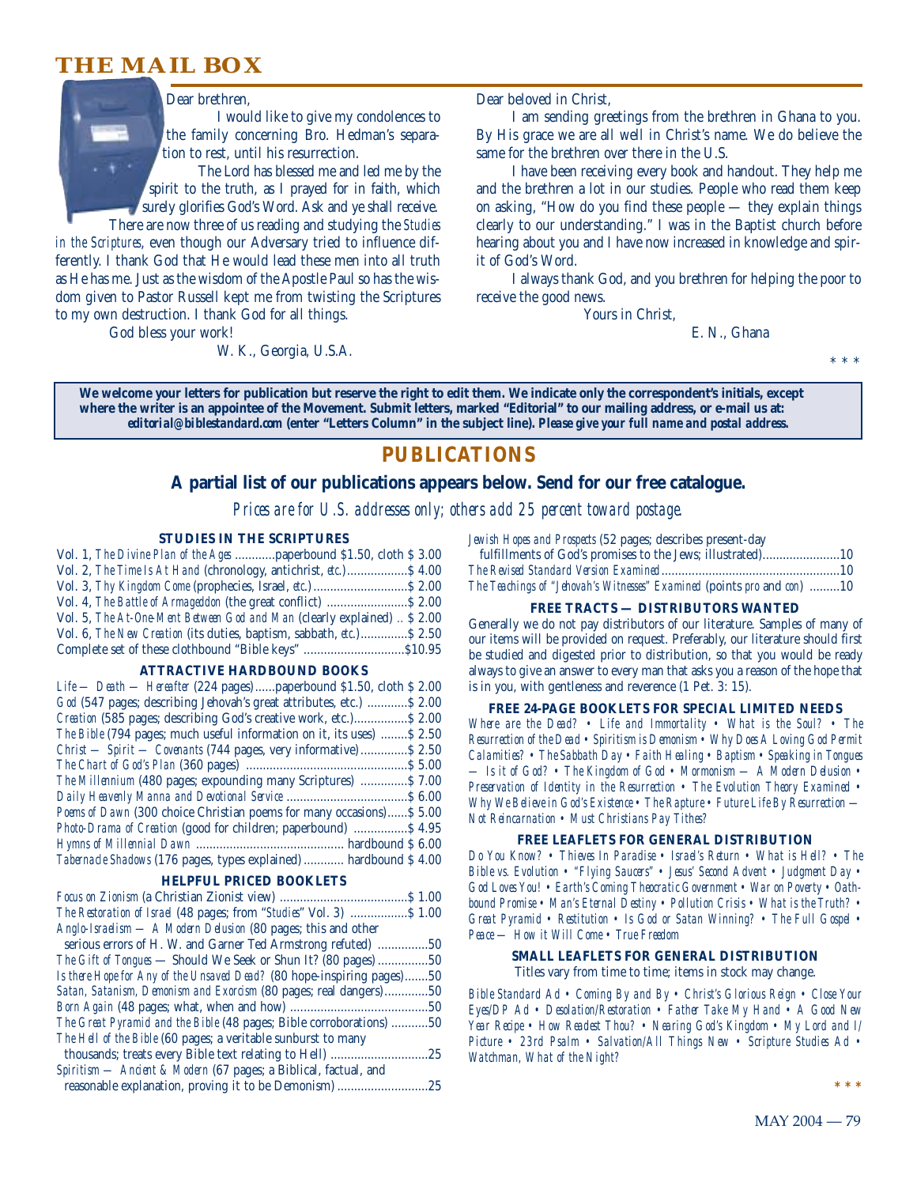## THE MAIL BOX

Dear brethren,

I would like to give my condolences to the family concerning Bro. Hedman's separation to rest, until his resurrection.

The Lord has blessed me and led me by the spirit to the truth, as I prayed for in faith, which surely glorifies God's Word. Ask and ye shall receive.

There are now three of us reading and studying the *Studies in the Scriptures*, even though our Adversary tried to influence differently. I thank God that He would lead these men into all truth as He has me. Just as the wisdom of the Apostle Paul so has the wisdom given to Pastor Russell kept me from twisting the Scriptures to my own destruction. I thank God for all things.

God bless your work!

W. K., Georgia, U.S.A.

Dear beloved in Christ,

I am sending greetings from the brethren in Ghana to you. By His grace we are all well in Christ's name. We do believe the same for the brethren over there in the U.S.

I have been receiving every book and handout. They help me and the brethren a lot in our studies. People who read them keep on asking, "How do you find these people — they explain things clearly to our understanding." I was in the Baptist church before hearing about you and I have now increased in knowledge and spirit of God's Word.

I always thank God, and you brethren for helping the poor to receive the good news.

Yours in Christ,

E. N., Ghana

\* \* \*

**We welcome your letters for publication but reserve the right to edit them. We indicate only the correspondent's initials, except where the writer is an appointee of the Movement. Submit letters, marked "Editorial" to our mailing address, or e-mail us at: *editorial@biblestandard.com* (enter "Letters Column" in the subject line). *Please give your full name and postal address.***

## PUBLICATIONS

### A partial list of our publications appears below. Send for our free catalogue.

*Prices are for U.S. addresses only; others add 25 percent toward postage.*

#### STUDIES IN THE SCRIPTURES

Vol. 1, *The Divine Plan of the Ages* ............paperbound $1.50, cloth $ 3.00
Vol. 2, *The Time Is At Hand* (chronology, antichrist, *etc.*)..................$ 4.00
Vol. 3, *Thy Kingdom Come* (prophecies, Israel, *etc.*)............................$ 2.00
Vol. 4, *The Battle of Armageddon* (the great conflict) ........................$ 2.00
Vol. 5, *The At-One-Ment Between God and Man* (clearly explained) .. $ 2.00
Vol. 6, *The New Creation* (its duties, baptism, sabbath, *etc.*)..............$ 2.50
Complete set of these clothbound "Bible keys" ..............................$10.95

#### ATTRACTIVE HARDBOUND BOOKS

*Life — Death — Hereafter* (224 pages)......paperbound $1.50, cloth $ 2.00
*God* (547 pages; describing Jehovah's great attributes, etc.) ............$ 2.00
*Creation* (585 pages; describing God's creative work, etc.)................$ 2.00
*The Bible* (794 pages; much useful information on it, its uses) ........$ 2.50
*Christ — Spirit — Covenants* (744 pages, very informative)..............$ 2.50
*The Chart of God's Plan* (360 pages) ................................................$ 5.00
*The Millennium* (480 pages; expounding many Scriptures) ..............$ 7.00
*Daily Heavenly Manna and Devotional Service* ....................................$ 6.00
*Poems of Dawn* (300 choice Christian poems for many occasions)......$ 5.00
*Photo-Drama of Creation* (good for children; paperbound) ................$ 4.95
*Hymns of Millennial Dawn* ............................................ hardbound $ 6.00
*Tabernacle Shadows* (176 pages, types explained)............ hardbound $ 4.00

#### HELPFUL PRICED BOOKLETS

*Focus on Zionism* (a Christian Zionist view) ......................................$ 1.00
*The Restoration of Israel* (48 pages; from "*Studies*" Vol. 3) .................$ 1.00
*Anglo-Israelism — A Modern Delusion* (80 pages; this and other serious errors of H. W. and Garner Ted Armstrong refuted) ...............50
*The Gift of Tongues* — Should We Seek or Shun It? (80 pages)...............50
*Is there Hope for Any of the Unsaved Dead?* (80 hope-inspiring pages).......50
*Satan, Satanism, Demonism and Exorcism* (80 pages; real dangers).............50
*Born Again* (48 pages; what, when and how) .........................................50
*The Great Pyramid and the Bible* (48 pages; Bible corroborations) ...........50
*The Hell of the Bible* (60 pages; a veritable sunburst to many thousands; treats every Bible text relating to Hell) .............................25
*Spiritism — Ancient & Modern* (67 pages; a Biblical, factual, and reasonable explanation, proving it to be Demonism)...........................25
*Jewish Hopes and Prospects* (52 pages; describes present-day fulfillments of God's promises to the Jews; illustrated).......................10
*The Revised Standard Version Examined*.....................................................10
*The Teachings of "Jehovah's Witnesses" Examined* (points *pro* and *con*) .........10

#### FREE TRACTS — DISTRIBUTORS WANTED

Generally we do not pay distributors of our literature. Samples of many of our items will be provided on request. Preferably, our literature should first be studied and digested prior to distribution, so that you would be ready always to give an answer to every man that asks you a reason of the hope that is in you, with gentleness and reverence (1 Pet. 3: 15).

#### FREE 24-PAGE BOOKLETS FOR SPECIAL LIMITED NEEDS

*Where are the Dead? • Life and Immortality • What is the Soul? • The Resurrection of the Dead • Spiritism is Demonism • Why Does A Loving God Permit Calamities? • The Sabbath Day • Faith Healing • Baptism • Speaking in Tongues — Is it of God? • The Kingdom of God • Mormonism — A Modern Delusion • Preservation of Identity in the Resurrection • The Evolution Theory Examined • Why We Believe in God's Existence • The Rapture • Future Life By Resurrection — Not Reincarnation • Must Christians Pay Tithes?*

#### FREE LEAFLETS FOR GENERAL DISTRIBUTION

*Do You Know? • Thieves In Paradise • Israel's Return • What is Hell? • The Bible vs. Evolution • "Flying Saucers" • Jesus' Second Advent • Judgment Day • God Loves You! • Earth's Coming Theocratic Government • War on Poverty • Oath-bound Promise • Man's Eternal Destiny • Pollution Crisis • What is the Truth? • Great Pyramid • Restitution • Is God or Satan Winning? • The Full Gospel • Peace — How it Will Come • True Freedom*

#### SMALL LEAFLETS FOR GENERAL DISTRIBUTION

Titles vary from time to time; items in stock may change.

*Bible Standard Ad • Coming By and By • Christ's Glorious Reign • Close Your Eyes/DP Ad • Desolation/Restoration • Father Take My Hand • A Good New Year Recipe • How Readest Thou? • Nearing God's Kingdom • My Lord and I/ Picture • 23rd Psalm • Salvation/All Things New • Scripture Studies Ad • Watchman, What of the Night?*

\* \* \*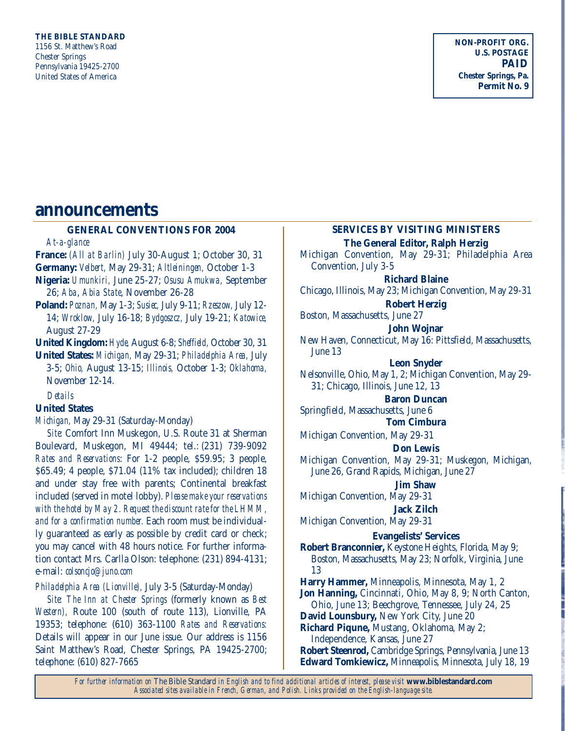**THE BIBLE STANDARD**
1156 St. Matthew's Road
Chester Springs
Pennsylvania 19425-2700
United States of America

**NON-PROFIT ORG.**
**U.S. POSTAGE**
**PAID**
**Chester Springs, Pa.**
**Permit No. 9**

# announcements

## GENERAL CONVENTIONS FOR 2004

*At-a-glance*

**France:** *(All at Barlin)* July 30-August 1; October 30, 31
**Germany:** *Velbert,* May 29-31; *Altleiningen,* October 1-3
**Nigeria:** *Umunkiri,* June 25-27; *Osusu Amukwa,* September 26; *Aba, Abia State,* November 26-28
**Poland:** *Poznan,* May 1-3; *Susiec,* July 9-11; *Rzeszow,* July 12-14; *Wroklow,* July 16-18; *Bydgoszcz,* July 19-21; *Katowice,* August 27-29
**United Kingdom:** *Hyde,* August 6-8; *Sheffield,* October 30, 31
**United States:** *Michigan,* May 29-31; *Philadelphia Area,* July 3-5; *Ohio,* August 13-15; *Illinois,* October 1-3; *Oklahoma,* November 12-14.

*Details*

**United States**

*Michigan,* May 29-31 (Saturday-Monday)

*Site:* Comfort Inn Muskegon, U.S. Route 31 at Sherman Boulevard, Muskegon, MI 49444; tel.: (231) 739-9092 *Rates and Reservations:* For 1-2 people, $59.95; 3 people, $65.49; 4 people, $71.04 (11% tax included); children 18 and under stay free with parents; Continental breakfast included (served in motel lobby). *Please make your reservations with the hotel by May 2. Request the discount rate for the LHMM, and for a confirmation number.* Each room must be individually guaranteed as early as possible by credit card or check; you may cancel with 48 hours notice. For further information contact Mrs. Carlla Olson: telephone: (231) 894-4131; e-mail: *colsoncjo@juno.com*

*Philadelphia Area (Lionville),* July 3-5 (Saturday-Monday)

*Site: The Inn at Chester Springs* (formerly known as *Best Western),* Route 100 (south of route 113), Lionville, PA 19353; telephone: (610) 363-1100 *Rates and Reservations:* Details will appear in our June issue. Our address is 1156 Saint Matthew's Road, Chester Springs, PA 19425-2700; telephone: (610) 827-7665

## SERVICES BY VISITING MINISTERS

**The General Editor, Ralph Herzig**
Michigan Convention, May 29-31; Philadelphia Area Convention, July 3-5

**Richard Blaine**
Chicago, Illinois, May 23; Michigan Convention, May 29-31

**Robert Herzig**
Boston, Massachusetts, June 27

**John Wojnar**
New Haven, Connecticut, May 16: Pittsfield, Massachusetts, June 13

**Leon Snyder**
Nelsonville, Ohio, May 1, 2; Michigan Convention, May 29-31; Chicago, Illinois, June 12, 13

**Baron Duncan**
Springfield, Massachusetts, June 6

**Tom Cimbura**
Michigan Convention, May 29-31

**Don Lewis**
Michigan Convention, May 29-31; Muskegon, Michigan, June 26, Grand Rapids, Michigan, June 27

**Jim Shaw**
Michigan Convention, May 29-31

**Jack Zilch**
Michigan Convention, May 29-31

**Evangelists' Services**

**Robert Branconnier,** Keystone Heights, Florida, May 9; Boston, Massachusetts, May 23; Norfolk, Virginia, June 13
**Harry Hammer,** Minneapolis, Minnesota, May 1, 2
**Jon Hanning,** Cincinnati, Ohio, May 8, 9; North Canton, Ohio, June 13; Beechgrove, Tennessee, July 24, 25
**David Lounsbury,** New York City, June 20
**Richard Piqune,** Mustang, Oklahoma, May 2; Independence, Kansas, June 27
**Robert Steenrod,** Cambridge Springs, Pennsylvania, June 13
**Edward Tomkiewicz,** Minneapolis, Minnesota, July 18, 19

*For further information on* The Bible Standard *in English and to find additional articles of interest, please visit* **www.biblestandard.com**
*Associated sites available in French, German, and Polish. Links provided on the English-language site.*